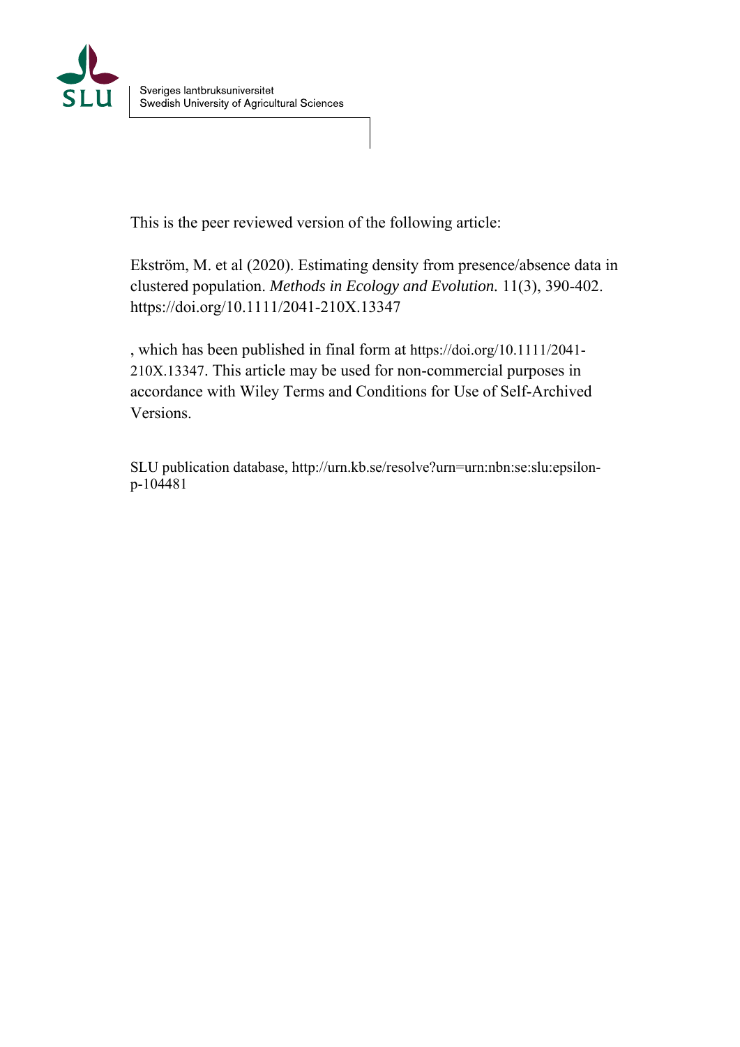Sveriges lantbruksuniversitet
Swedish University of Agricultural Sciences

This is the peer reviewed version of the following article:

Ekström, M. et al (2020). Estimating density from presence/absence data in clustered population. *Methods in Ecology and Evolution.* 11(3), 390-402. https://doi.org/10.1111/2041-210X.13347

, which has been published in final form at https://doi.org/10.1111/2041-210X.13347. This article may be used for non-commercial purposes in accordance with Wiley Terms and Conditions for Use of Self-Archived Versions.

SLU publication database, http://urn.kb.se/resolve?urn=urn:nbn:se:slu:epsilon-p-104481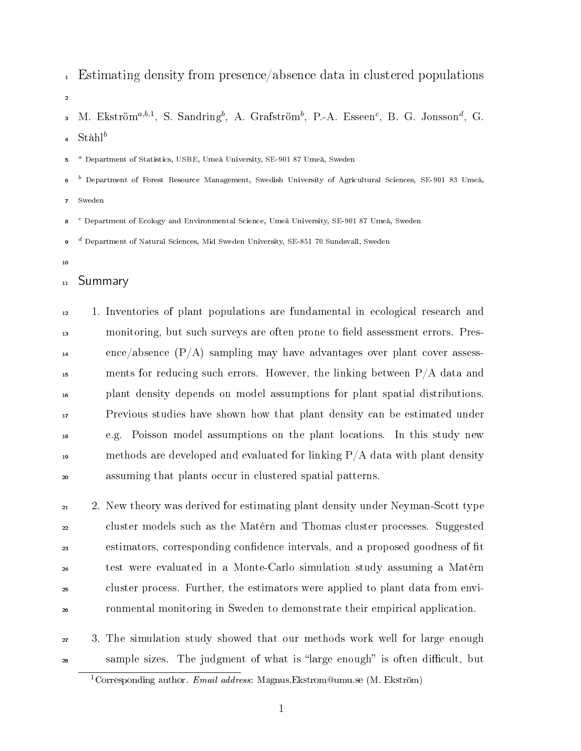# Estimating density from presence/absence data in clustered populations

M. Ekström[a,b,1], S. Sandring[b], A. Grafström[b], P.-A. Esseen[c], B. G. Jonsson[d], G. Ståhl[b]

[a] Department of Statistics, USBE, Umeå University, SE-901 87 Umeå, Sweden

[b] Department of Forest Resource Management, Swedish University of Agricultural Sciences, SE-901 83 Umeå, Sweden

[c] Department of Ecology and Environmental Science, Umeå University, SE-901 87 Umeå, Sweden

[d] Department of Natural Sciences, Mid Sweden University, SE-851 70 Sundsvall, Sweden

## Summary

1. Inventories of plant populations are fundamental in ecological research and monitoring, but such surveys are often prone to field assessment errors. Presence/absence (P/A) sampling may have advantages over plant cover assessments for reducing such errors. However, the linking between P/A data and plant density depends on model assumptions for plant spatial distributions. Previous studies have shown how that plant density can be estimated under e.g. Poisson model assumptions on the plant locations. In this study new methods are developed and evaluated for linking P/A data with plant density assuming that plants occur in clustered spatial patterns.

2. New theory was derived for estimating plant density under Neyman-Scott type cluster models such as the Matérn and Thomas cluster processes. Suggested estimators, corresponding confidence intervals, and a proposed goodness of fit test were evaluated in a Monte-Carlo simulation study assuming a Matérn cluster process. Further, the estimators were applied to plant data from environmental monitoring in Sweden to demonstrate their empirical application.

3. The simulation study showed that our methods work well for large enough sample sizes. The judgment of what is "large enough" is often difficult, but

[1] Corresponding author. *Email address*: Magnus.Ekstrom@umu.se (M. Ekström)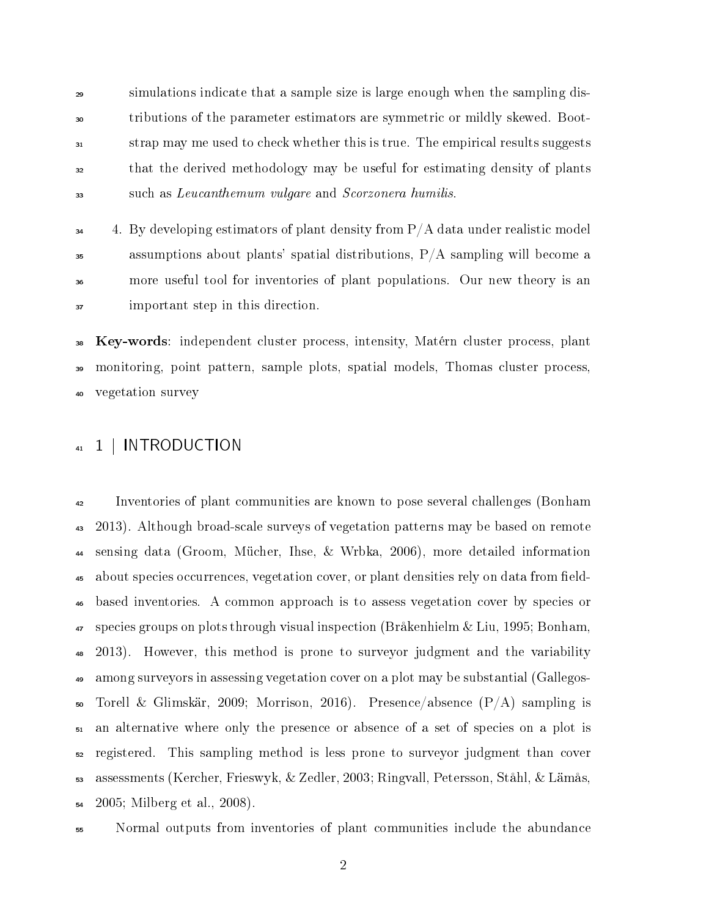simulations indicate that a sample size is large enough when the sampling distributions of the parameter estimators are symmetric or mildly skewed. Bootstrap may me used to check whether this is true. The empirical results suggests that the derived methodology may be useful for estimating density of plants such as *Leucanthemum vulgare* and *Scorzonera humilis*.

4. By developing estimators of plant density from P/A data under realistic model assumptions about plants' spatial distributions, P/A sampling will become a more useful tool for inventories of plant populations. Our new theory is an important step in this direction.

**Key-words**: independent cluster process, intensity, Matérn cluster process, plant monitoring, point pattern, sample plots, spatial models, Thomas cluster process, vegetation survey

## 1 | INTRODUCTION

Inventories of plant communities are known to pose several challenges (Bonham 2013). Although broad-scale surveys of vegetation patterns may be based on remote sensing data (Groom, Mücher, Ihse, & Wrbka, 2006), more detailed information about species occurrences, vegetation cover, or plant densities rely on data from field-based inventories. A common approach is to assess vegetation cover by species or species groups on plots through visual inspection (Bråkenhielm & Liu, 1995; Bonham, 2013). However, this method is prone to surveyor judgment and the variability among surveyors in assessing vegetation cover on a plot may be substantial (Gallegos-Torell & Glimskär, 2009; Morrison, 2016). Presence/absence (P/A) sampling is an alternative where only the presence or absence of a set of species on a plot is registered. This sampling method is less prone to surveyor judgment than cover assessments (Kercher, Frieswyk, & Zedler, 2003; Ringvall, Petersson, Ståhl, & Lämås, 2005; Milberg et al., 2008).

Normal outputs from inventories of plant communities include the abundance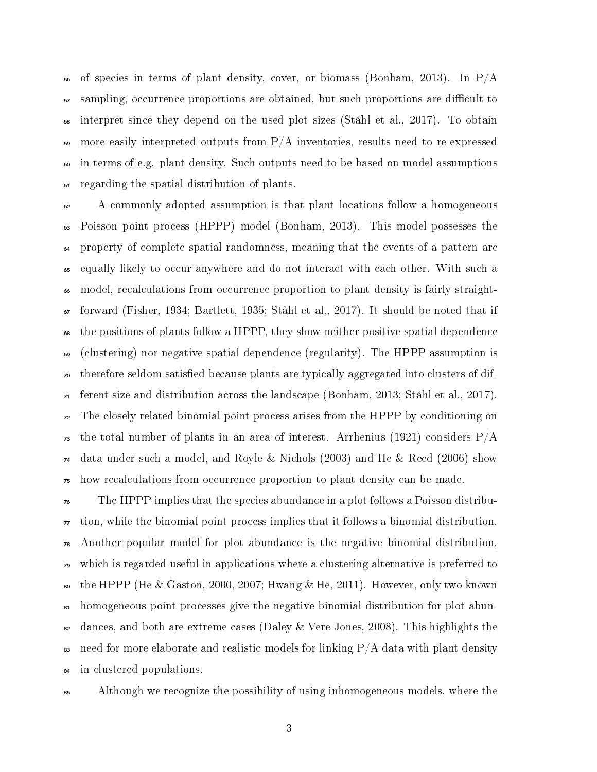of species in terms of plant density, cover, or biomass (Bonham, 2013). In P/A sampling, occurrence proportions are obtained, but such proportions are difficult to interpret since they depend on the used plot sizes (Ståhl et al., 2017). To obtain more easily interpreted outputs from P/A inventories, results need to re-expressed in terms of e.g. plant density. Such outputs need to be based on model assumptions regarding the spatial distribution of plants.

A commonly adopted assumption is that plant locations follow a homogeneous Poisson point process (HPPP) model (Bonham, 2013). This model possesses the property of complete spatial randomness, meaning that the events of a pattern are equally likely to occur anywhere and do not interact with each other. With such a model, recalculations from occurrence proportion to plant density is fairly straightforward (Fisher, 1934; Bartlett, 1935; Ståhl et al., 2017). It should be noted that if the positions of plants follow a HPPP, they show neither positive spatial dependence (clustering) nor negative spatial dependence (regularity). The HPPP assumption is therefore seldom satisfied because plants are typically aggregated into clusters of different size and distribution across the landscape (Bonham, 2013; Ståhl et al., 2017). The closely related binomial point process arises from the HPPP by conditioning on the total number of plants in an area of interest. Arrhenius (1921) considers P/A data under such a model, and Royle & Nichols (2003) and He & Reed (2006) show how recalculations from occurrence proportion to plant density can be made.

The HPPP implies that the species abundance in a plot follows a Poisson distribution, while the binomial point process implies that it follows a binomial distribution. Another popular model for plot abundance is the negative binomial distribution, which is regarded useful in applications where a clustering alternative is preferred to the HPPP (He & Gaston, 2000, 2007; Hwang & He, 2011). However, only two known homogeneous point processes give the negative binomial distribution for plot abundances, and both are extreme cases (Daley & Vere-Jones, 2008). This highlights the need for more elaborate and realistic models for linking P/A data with plant density in clustered populations.

Although we recognize the possibility of using inhomogeneous models, where the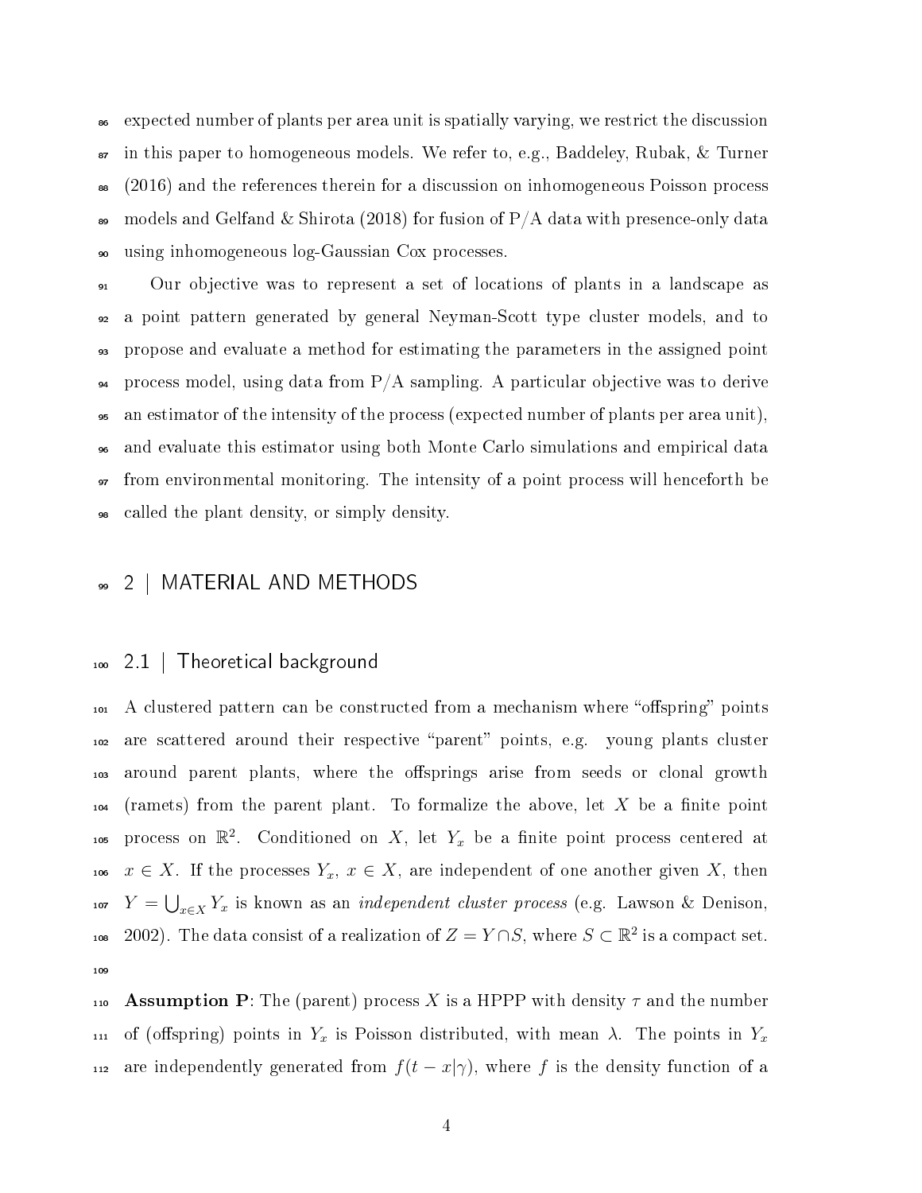expected number of plants per area unit is spatially varying, we restrict the discussion in this paper to homogeneous models. We refer to, e.g., Baddeley, Rubak, & Turner (2016) and the references therein for a discussion on inhomogeneous Poisson process models and Gelfand & Shirota (2018) for fusion of P/A data with presence-only data using inhomogeneous log-Gaussian Cox processes.

Our objective was to represent a set of locations of plants in a landscape as a point pattern generated by general Neyman-Scott type cluster models, and to propose and evaluate a method for estimating the parameters in the assigned point process model, using data from P/A sampling. A particular objective was to derive an estimator of the intensity of the process (expected number of plants per area unit), and evaluate this estimator using both Monte Carlo simulations and empirical data from environmental monitoring. The intensity of a point process will henceforth be called the plant density, or simply density.

# 2 | MATERIAL AND METHODS

## 2.1 | Theoretical background

A clustered pattern can be constructed from a mechanism where "offspring" points are scattered around their respective "parent" points, e.g. young plants cluster around parent plants, where the offsprings arise from seeds or clonal growth (ramets) from the parent plant. To formalize the above, let $X$ be a finite point process on $\mathbb{R}^2$. Conditioned on $X$, let $Y_x$ be a finite point process centered at $x \in X$. If the processes $Y_x$, $x \in X$, are independent of one another given $X$, then $Y = \bigcup_{x \in X} Y_x$ is known as an *independent cluster process* (e.g. Lawson & Denison, 2002). The data consist of a realization of $Z = Y \cap S$, where $S \subset \mathbb{R}^2$ is a compact set.

**Assumption P**: The (parent) process $X$ is a HPPP with density $\tau$ and the number of (offspring) points in $Y_x$ is Poisson distributed, with mean $\lambda$. The points in $Y_x$ are independently generated from $f(t - x|\gamma)$, where $f$ is the density function of a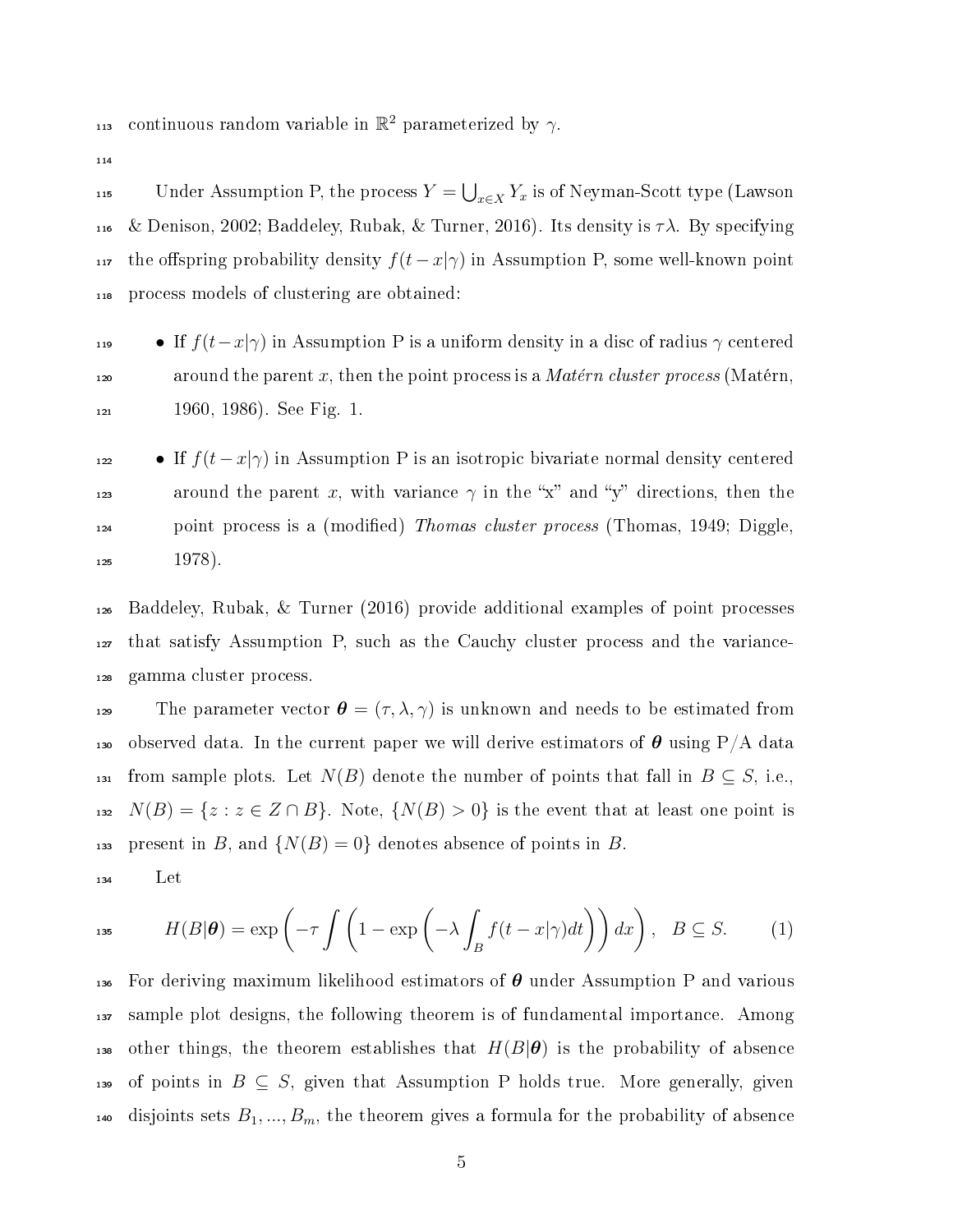continuous random variable in $\mathbb{R}^2$ parameterized by $\gamma$.

Under Assumption P, the process $Y = \bigcup_{x \in X} Y_x$ is of Neyman-Scott type (Lawson & Denison, 2002; Baddeley, Rubak, & Turner, 2016). Its density is $\tau\lambda$. By specifying the offspring probability density $f(t-x|\gamma)$ in Assumption P, some well-known point process models of clustering are obtained:

- If $f(t-x|\gamma)$ in Assumption P is a uniform density in a disc of radius $\gamma$ centered around the parent $x$, then the point process is a *Matérn cluster process* (Matérn, 1960, 1986). See Fig. 1.
- If $f(t-x|\gamma)$ in Assumption P is an isotropic bivariate normal density centered around the parent $x$, with variance $\gamma$ in the "x" and "y" directions, then the point process is a (modified) *Thomas cluster process* (Thomas, 1949; Diggle, 1978).

Baddeley, Rubak, & Turner (2016) provide additional examples of point processes that satisfy Assumption P, such as the Cauchy cluster process and the variance-gamma cluster process.

The parameter vector $\boldsymbol{\theta} = (\tau, \lambda, \gamma)$ is unknown and needs to be estimated from observed data. In the current paper we will derive estimators of $\boldsymbol{\theta}$ using P/A data from sample plots. Let $N(B)$ denote the number of points that fall in $B \subseteq S$, i.e., $N(B) = \{z : z \in Z \cap B\}$. Note, $\{N(B) > 0\}$ is the event that at least one point is present in $B$, and $\{N(B) = 0\}$ denotes absence of points in $B$.

Let

$$H(B|\boldsymbol{\theta}) = \exp\left(-\tau \int \left(1 - \exp\left(-\lambda \int_B f(t-x|\gamma)dt\right)\right) dx\right), \quad B \subseteq S. \tag{1}$$

For deriving maximum likelihood estimators of $\boldsymbol{\theta}$ under Assumption P and various sample plot designs, the following theorem is of fundamental importance. Among other things, the theorem establishes that $H(B|\boldsymbol{\theta})$ is the probability of absence of points in $B \subseteq S$, given that Assumption P holds true. More generally, given disjoints sets $B_1, ..., B_m$, the theorem gives a formula for the probability of absence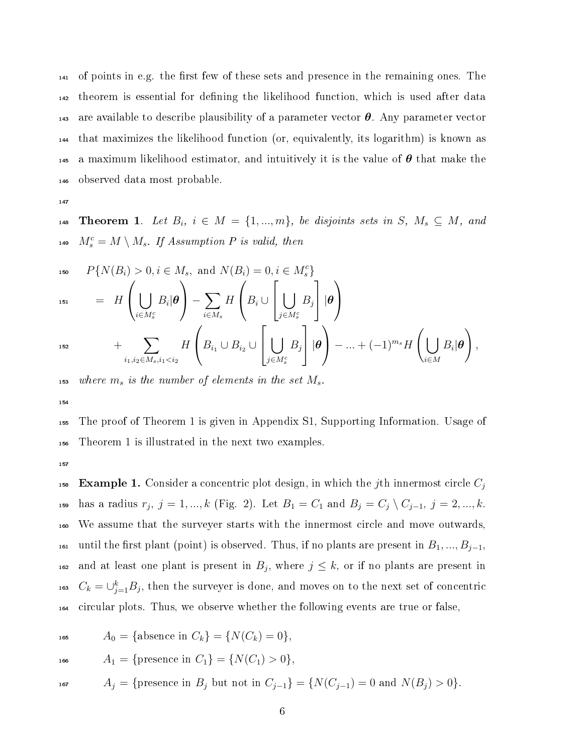of points in e.g. the first few of these sets and presence in the remaining ones. The theorem is essential for defining the likelihood function, which is used after data are available to describe plausibility of a parameter vector $\boldsymbol{\theta}$. Any parameter vector that maximizes the likelihood function (or, equivalently, its logarithm) is known as a maximum likelihood estimator, and intuitively it is the value of $\boldsymbol{\theta}$ that make the observed data most probable.

**Theorem 1**. *Let $B_i$, $i \in M = \{1, ..., m\}$, be disjoints sets in $S$, $M_s \subseteq M$, and $M_s^c = M \setminus M_s$. If Assumption P is valid, then*

$$
\begin{aligned}
& P\{N(B_i) > 0, i \in M_s, \text{ and } N(B_i) = 0, i \in M_s^c\} \\
&= H\left(\bigcup_{i \in M_s^c} B_i | \boldsymbol{\theta}\right) - \sum_{i \in M_s} H\left(B_i \cup \left[\bigcup_{j \in M_s^c} B_j\right] | \boldsymbol{\theta}\right) \\
&\quad + \sum_{i_1, i_2 \in M_s, i_1 < i_2} H\left(B_{i_1} \cup B_{i_2} \cup \left[\bigcup_{j \in M_s^c} B_j\right] | \boldsymbol{\theta}\right) - ... + (-1)^{m_s} H\left(\bigcup_{i \in M} B_i | \boldsymbol{\theta}\right),
\end{aligned}
$$

*where $m_s$ is the number of elements in the set $M_s$.*

The proof of Theorem 1 is given in Appendix S1, Supporting Information. Usage of Theorem 1 is illustrated in the next two examples.

**Example 1.** Consider a concentric plot design, in which the $j$th innermost circle $C_j$ has a radius $r_j$, $j = 1, ..., k$ (Fig. 2). Let $B_1 = C_1$ and $B_j = C_j \setminus C_{j-1}$, $j = 2, ..., k$. We assume that the surveyer starts with the innermost circle and move outwards, until the first plant (point) is observed. Thus, if no plants are present in $B_1, ..., B_{j-1}$, and at least one plant is present in $B_j$, where $j \leq k$, or if no plants are present in $C_k = \cup_{j=1}^{k} B_j$, then the surveyer is done, and moves on to the next set of concentric circular plots. Thus, we observe whether the following events are true or false,

$$
\begin{aligned}
A_0 &= \{\text{absence in } C_k\} = \{N(C_k) = 0\}, \\
A_1 &= \{\text{presence in } C_1\} = \{N(C_1) > 0\}, \\
A_j &= \{\text{presence in } B_j \text{ but not in } C_{j-1}\} = \{N(C_{j-1}) = 0 \text{ and } N(B_j) > 0\}.
\end{aligned}
$$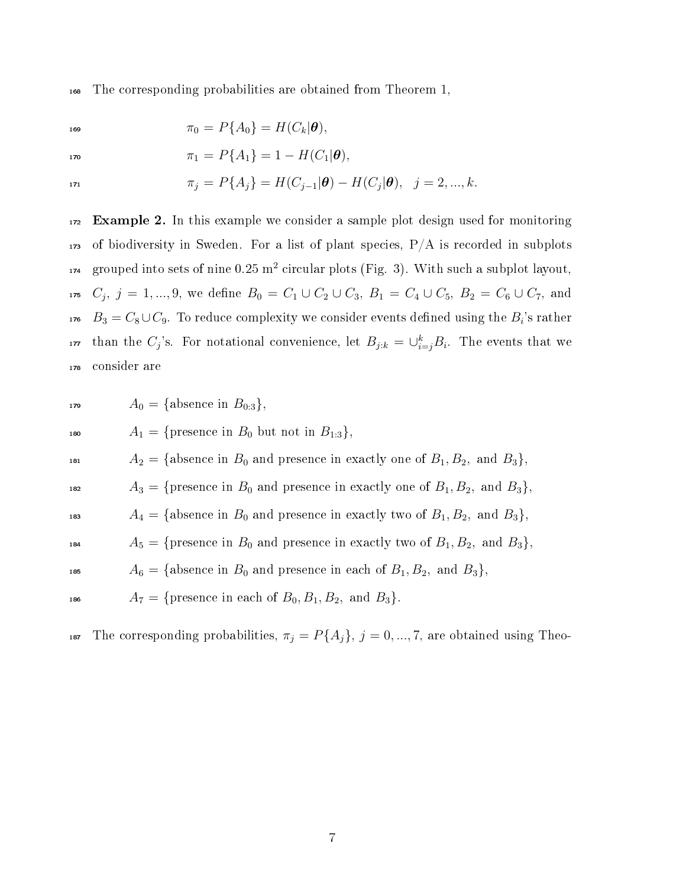The corresponding probabilities are obtained from Theorem 1,

$$\pi_0 = P\{A_0\} = H(C_k|\boldsymbol{\theta}),$$

$$\pi_1 = P\{A_1\} = 1 - H(C_1|\boldsymbol{\theta}),$$

$$\pi_j = P\{A_j\} = H(C_{j-1}|\boldsymbol{\theta}) - H(C_j|\boldsymbol{\theta}), \quad j = 2, ..., k.$$

**Example 2.** In this example we consider a sample plot design used for monitoring of biodiversity in Sweden. For a list of plant species, P/A is recorded in subplots grouped into sets of nine 0.25 m$^2$ circular plots (Fig. 3). With such a subplot layout, $C_j$, $j = 1, ..., 9$, we define $B_0 = C_1 \cup C_2 \cup C_3$, $B_1 = C_4 \cup C_5$, $B_2 = C_6 \cup C_7$, and $B_3 = C_8 \cup C_9$. To reduce complexity we consider events defined using the $B_i$'s rather than the $C_j$'s. For notational convenience, let $B_{j:k} = \cup_{i=j}^{k} B_i$. The events that we consider are

$$A_0 = \{\text{absence in } B_{0:3}\},$$

$$A_1 = \{\text{presence in } B_0 \text{ but not in } B_{1:3}\},$$

$$A_2 = \{\text{absence in } B_0 \text{ and presence in exactly one of } B_1, B_2, \text{ and } B_3\},$$

$$A_3 = \{\text{presence in } B_0 \text{ and presence in exactly one of } B_1, B_2, \text{ and } B_3\},$$

$$A_4 = \{\text{absence in } B_0 \text{ and presence in exactly two of } B_1, B_2, \text{ and } B_3\},$$

$$A_5 = \{\text{presence in } B_0 \text{ and presence in exactly two of } B_1, B_2, \text{ and } B_3\},$$

$$A_6 = \{\text{absence in } B_0 \text{ and presence in each of } B_1, B_2, \text{ and } B_3\},$$

$$A_7 = \{\text{presence in each of } B_0, B_1, B_2, \text{ and } B_3\}.$$

The corresponding probabilities, $\pi_j = P\{A_j\}$, $j = 0, ..., 7$, are obtained using Theo-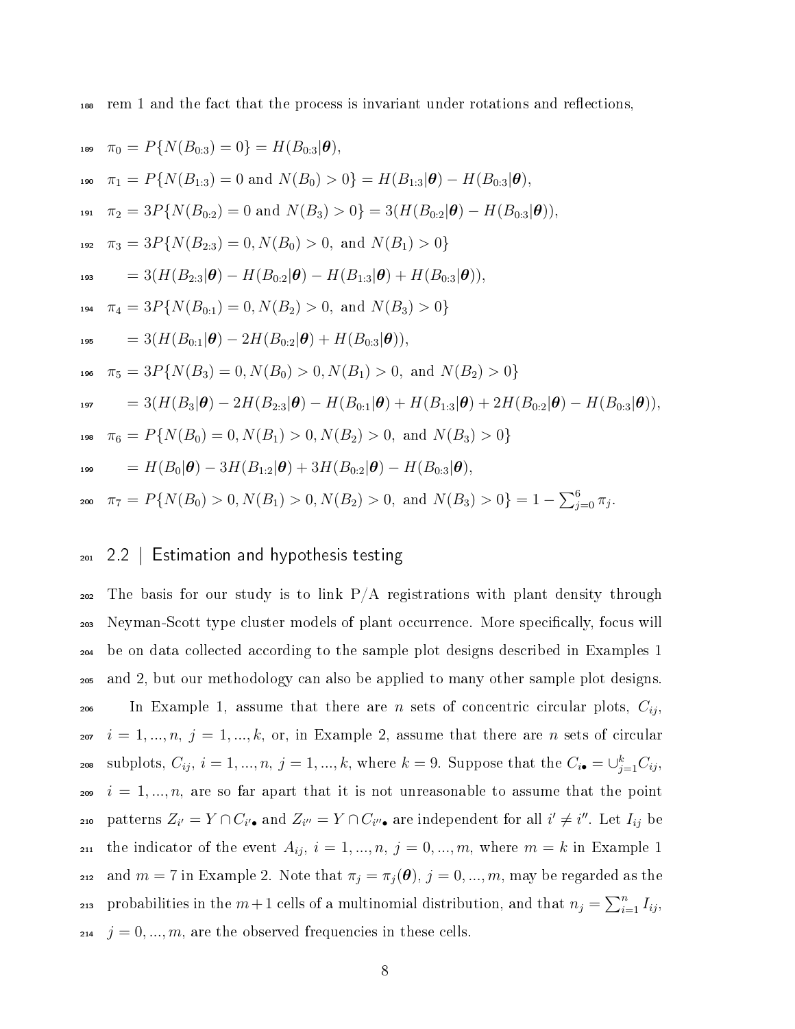rem 1 and the fact that the process is invariant under rotations and reflections,

$$\pi_0 = P\{N(B_{0:3}) = 0\} = H(B_{0:3}|\boldsymbol{\theta}),$$

$$\pi_1 = P\{N(B_{1:3}) = 0 \text{ and } N(B_0) > 0\} = H(B_{1:3}|\boldsymbol{\theta}) - H(B_{0:3}|\boldsymbol{\theta}),$$

$$\pi_2 = 3P\{N(B_{0:2}) = 0 \text{ and } N(B_3) > 0\} = 3(H(B_{0:2}|\boldsymbol{\theta}) - H(B_{0:3}|\boldsymbol{\theta})),$$

$$\pi_3 = 3P\{N(B_{2:3}) = 0, N(B_0) > 0, \text{ and } N(B_1) > 0\}$$

$$= 3(H(B_{2:3}|\boldsymbol{\theta}) - H(B_{0:2}|\boldsymbol{\theta}) - H(B_{1:3}|\boldsymbol{\theta}) + H(B_{0:3}|\boldsymbol{\theta})),$$

$$\pi_4 = 3P\{N(B_{0:1}) = 0, N(B_2) > 0, \text{ and } N(B_3) > 0\}$$

$$= 3(H(B_{0:1}|\boldsymbol{\theta}) - 2H(B_{0:2}|\boldsymbol{\theta}) + H(B_{0:3}|\boldsymbol{\theta})),$$

$$\pi_5 = 3P\{N(B_3) = 0, N(B_0) > 0, N(B_1) > 0, \text{ and } N(B_2) > 0\}$$

$$= 3(H(B_3|\boldsymbol{\theta}) - 2H(B_{2:3}|\boldsymbol{\theta}) - H(B_{0:1}|\boldsymbol{\theta}) + H(B_{1:3}|\boldsymbol{\theta}) + 2H(B_{0:2}|\boldsymbol{\theta}) - H(B_{0:3}|\boldsymbol{\theta})),$$

$$\pi_6 = P\{N(B_0) = 0, N(B_1) > 0, N(B_2) > 0, \text{ and } N(B_3) > 0\}$$

$$= H(B_0|\boldsymbol{\theta}) - 3H(B_{1:2}|\boldsymbol{\theta}) + 3H(B_{0:2}|\boldsymbol{\theta}) - H(B_{0:3}|\boldsymbol{\theta}),$$

$$\pi_7 = P\{N(B_0) > 0, N(B_1) > 0, N(B_2) > 0, \text{ and } N(B_3) > 0\} = 1 - \textstyle\sum_{j=0}^{6} \pi_j.$$

## 2.2 | Estimation and hypothesis testing

The basis for our study is to link P/A registrations with plant density through Neyman-Scott type cluster models of plant occurrence. More specifically, focus will be on data collected according to the sample plot designs described in Examples 1 and 2, but our methodology can also be applied to many other sample plot designs.

In Example 1, assume that there are $n$ sets of concentric circular plots, $C_{ij}$, $i = 1, ..., n$, $j = 1, ..., k$, or, in Example 2, assume that there are $n$ sets of circular subplots, $C_{ij}$, $i = 1, ..., n$, $j = 1, ..., k$, where $k = 9$. Suppose that the $C_{i\bullet} = \cup_{j=1}^{k} C_{ij}$, $i = 1, ..., n$, are so far apart that it is not unreasonable to assume that the point patterns $Z_{i'} = Y \cap C_{i'\bullet}$ and $Z_{i''} = Y \cap C_{i''\bullet}$ are independent for all $i' \neq i''$. Let $I_{ij}$ be the indicator of the event $A_{ij}$, $i = 1, ..., n$, $j = 0, ..., m$, where $m = k$ in Example 1 and $m = 7$ in Example 2. Note that $\pi_j = \pi_j(\boldsymbol{\theta})$, $j = 0, ..., m$, may be regarded as the probabilities in the $m + 1$ cells of a multinomial distribution, and that $n_j = \sum_{i=1}^{n} I_{ij}$, $j = 0, ..., m$, are the observed frequencies in these cells.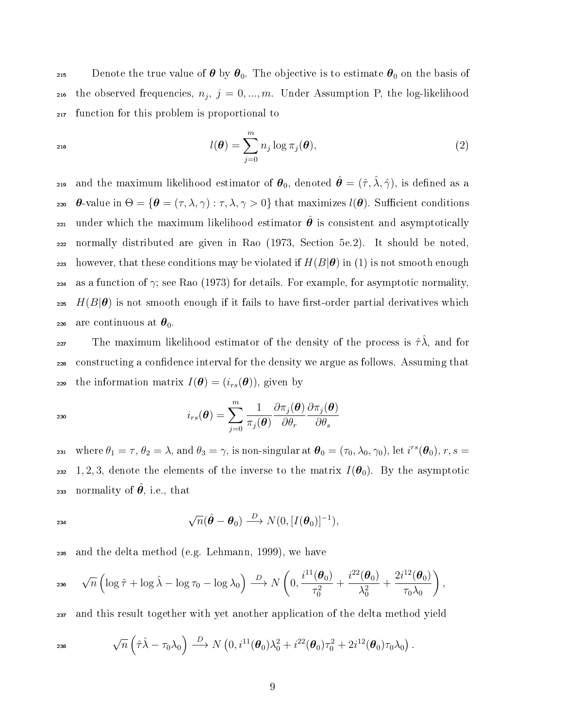Denote the true value of $\boldsymbol{\theta}$ by $\boldsymbol{\theta}_0$. The objective is to estimate $\boldsymbol{\theta}_0$ on the basis of the observed frequencies, $n_j$, $j = 0, ..., m$. Under Assumption P, the log-likelihood function for this problem is proportional to

$$l(\boldsymbol{\theta}) = \sum_{j=0}^{m} n_j \log \pi_j(\boldsymbol{\theta}), \tag{2}$$

and the maximum likelihood estimator of $\boldsymbol{\theta}_0$, denoted $\hat{\boldsymbol{\theta}} = (\hat{\tau}, \hat{\lambda}, \hat{\gamma})$, is defined as a $\boldsymbol{\theta}$-value in $\Theta = \{\boldsymbol{\theta} = (\tau, \lambda, \gamma) : \tau, \lambda, \gamma > 0\}$ that maximizes $l(\boldsymbol{\theta})$. Sufficient conditions under which the maximum likelihood estimator $\hat{\boldsymbol{\theta}}$ is consistent and asymptotically normally distributed are given in Rao (1973, Section 5e.2). It should be noted, however, that these conditions may be violated if $H(B|\boldsymbol{\theta})$ in (1) is not smooth enough as a function of $\gamma$; see Rao (1973) for details. For example, for asymptotic normality, $H(B|\boldsymbol{\theta})$ is not smooth enough if it fails to have first-order partial derivatives which are continuous at $\boldsymbol{\theta}_0$.

The maximum likelihood estimator of the density of the process is $\hat{\tau}\hat{\lambda}$, and for constructing a confidence interval for the density we argue as follows. Assuming that the information matrix $I(\boldsymbol{\theta}) = (i_{rs}(\boldsymbol{\theta}))$, given by

$$i_{rs}(\boldsymbol{\theta}) = \sum_{j=0}^{m} \frac{1}{\pi_j(\boldsymbol{\theta})} \frac{\partial \pi_j(\boldsymbol{\theta})}{\partial \theta_r} \frac{\partial \pi_j(\boldsymbol{\theta})}{\partial \theta_s}$$

where $\theta_1 = \tau$, $\theta_2 = \lambda$, and $\theta_3 = \gamma$, is non-singular at $\boldsymbol{\theta}_0 = (\tau_0, \lambda_0, \gamma_0)$, let $i^{rs}(\boldsymbol{\theta}_0)$, $r, s = 1, 2, 3$, denote the elements of the inverse to the matrix $I(\boldsymbol{\theta}_0)$. By the asymptotic normality of $\hat{\boldsymbol{\theta}}$, i.e., that

$$\sqrt{n}(\hat{\boldsymbol{\theta}} - \boldsymbol{\theta}_0) \xrightarrow{D} N(0, [I(\boldsymbol{\theta}_0)]^{-1}),$$

and the delta method (e.g. Lehmann, 1999), we have

$$\sqrt{n}\left(\log \hat{\tau} + \log \hat{\lambda} - \log \tau_0 - \log \lambda_0\right) \xrightarrow{D} N\left(0, \frac{i^{11}(\boldsymbol{\theta}_0)}{\tau_0^2} + \frac{i^{22}(\boldsymbol{\theta}_0)}{\lambda_0^2} + \frac{2i^{12}(\boldsymbol{\theta}_0)}{\tau_0 \lambda_0}\right),$$

and this result together with yet another application of the delta method yield

$$\sqrt{n}\left(\hat{\tau}\hat{\lambda} - \tau_0\lambda_0\right) \xrightarrow{D} N\left(0, i^{11}(\boldsymbol{\theta}_0)\lambda_0^2 + i^{22}(\boldsymbol{\theta}_0)\tau_0^2 + 2i^{12}(\boldsymbol{\theta}_0)\tau_0\lambda_0\right).$$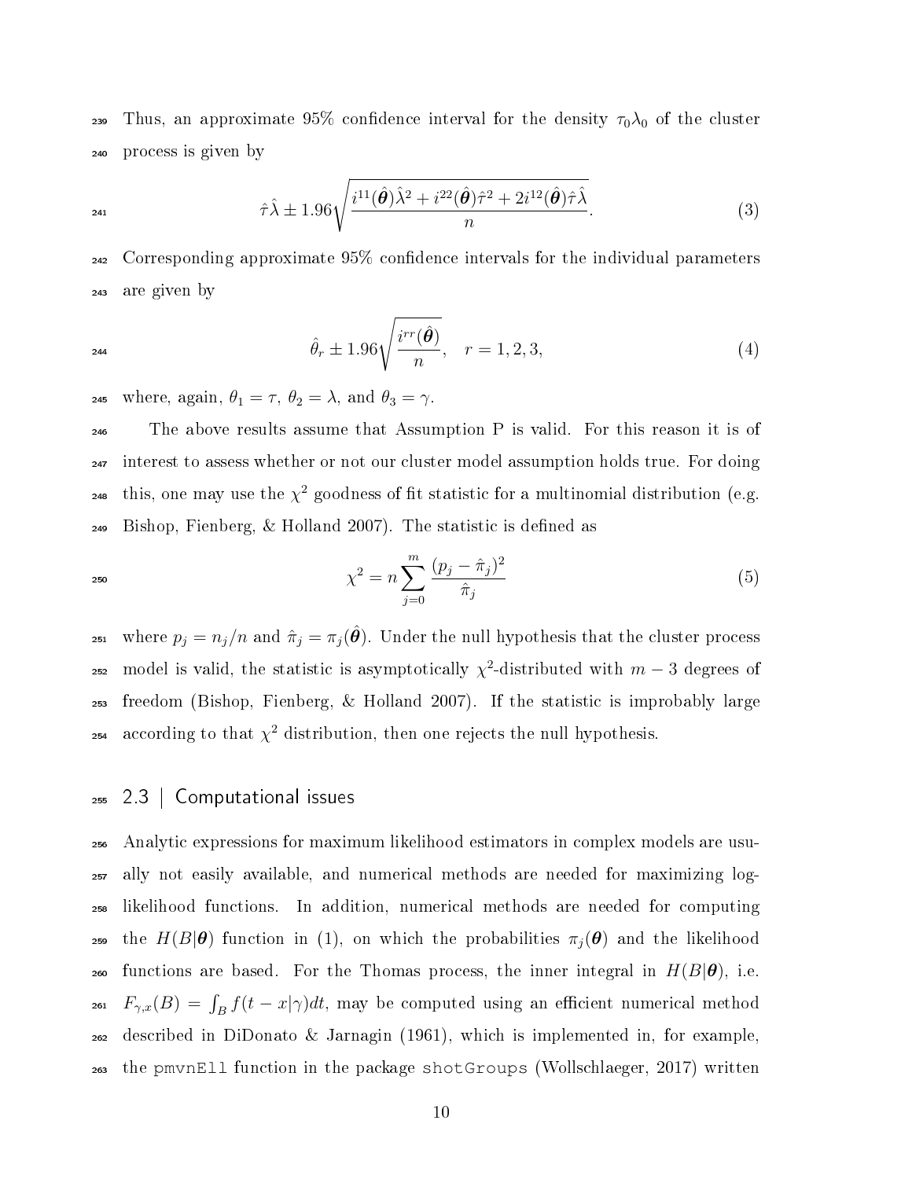Thus, an approximate 95% confidence interval for the density $\tau_0\lambda_0$ of the cluster process is given by

$$\hat{\tau}\hat{\lambda} \pm 1.96\sqrt{\frac{i^{11}(\hat{\boldsymbol{\theta}})\hat{\lambda}^2 + i^{22}(\hat{\boldsymbol{\theta}})\hat{\tau}^2 + 2i^{12}(\hat{\boldsymbol{\theta}})\hat{\tau}\hat{\lambda}}{n}}. \tag{3}$$

Corresponding approximate 95% confidence intervals for the individual parameters are given by

$$\hat{\theta}_r \pm 1.96\sqrt{\frac{i^{rr}(\hat{\boldsymbol{\theta}})}{n}}, \quad r = 1, 2, 3, \tag{4}$$

where, again, $\theta_1 = \tau$, $\theta_2 = \lambda$, and $\theta_3 = \gamma$.

The above results assume that Assumption P is valid. For this reason it is of interest to assess whether or not our cluster model assumption holds true. For doing this, one may use the $\chi^2$ goodness of fit statistic for a multinomial distribution (e.g. Bishop, Fienberg, & Holland 2007). The statistic is defined as

$$\chi^2 = n\sum_{j=0}^{m} \frac{(p_j - \hat{\pi}_j)^2}{\hat{\pi}_j} \tag{5}$$

where $p_j = n_j/n$ and $\hat{\pi}_j = \pi_j(\hat{\boldsymbol{\theta}})$. Under the null hypothesis that the cluster process model is valid, the statistic is asymptotically $\chi^2$-distributed with $m - 3$ degrees of freedom (Bishop, Fienberg, & Holland 2007). If the statistic is improbably large according to that $\chi^2$ distribution, then one rejects the null hypothesis.

## 2.3 | Computational issues

Analytic expressions for maximum likelihood estimators in complex models are usually not easily available, and numerical methods are needed for maximizing log-likelihood functions. In addition, numerical methods are needed for computing the $H(B|\boldsymbol{\theta})$ function in (1), on which the probabilities $\pi_j(\boldsymbol{\theta})$ and the likelihood functions are based. For the Thomas process, the inner integral in $H(B|\boldsymbol{\theta})$, i.e. $F_{\gamma,x}(B) = \int_B f(t - x|\gamma)dt$, may be computed using an efficient numerical method described in DiDonato & Jarnagin (1961), which is implemented in, for example, the `pmvnEll` function in the package `shotGroups` (Wollschlaeger, 2017) written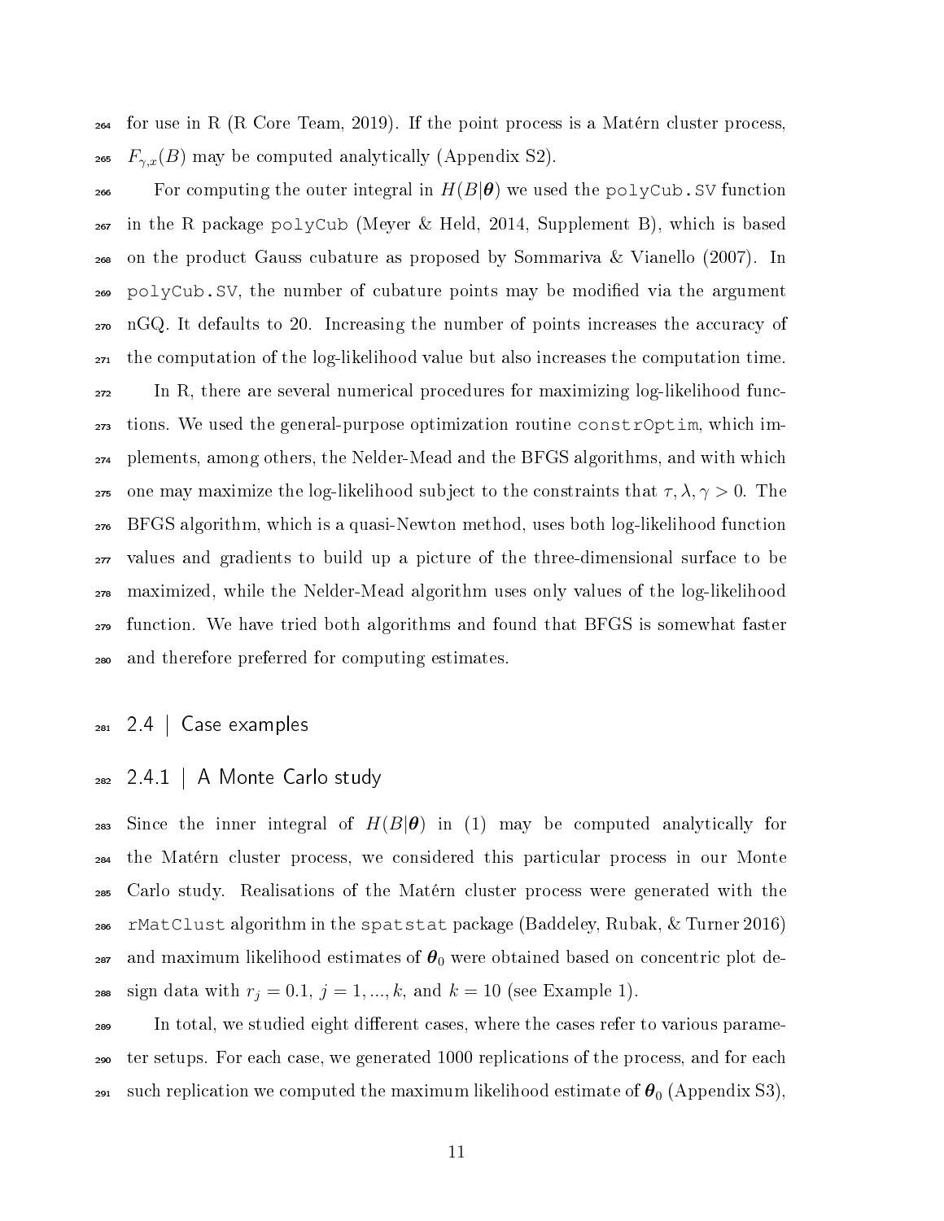for use in R (R Core Team, 2019). If the point process is a Matérn cluster process, $F_{\gamma,x}(B)$ may be computed analytically (Appendix S2).

For computing the outer integral in $H(B|\boldsymbol{\theta})$ we used the `polyCub.SV` function in the R package `polyCub` (Meyer & Held, 2014, Supplement B), which is based on the product Gauss cubature as proposed by Sommariva & Vianello (2007). In `polyCub.SV`, the number of cubature points may be modified via the argument nGQ. It defaults to 20. Increasing the number of points increases the accuracy of the computation of the log-likelihood value but also increases the computation time.

In R, there are several numerical procedures for maximizing log-likelihood functions. We used the general-purpose optimization routine `constrOptim`, which implements, among others, the Nelder-Mead and the BFGS algorithms, and with which one may maximize the log-likelihood subject to the constraints that $\tau, \lambda, \gamma > 0$. The BFGS algorithm, which is a quasi-Newton method, uses both log-likelihood function values and gradients to build up a picture of the three-dimensional surface to be maximized, while the Nelder-Mead algorithm uses only values of the log-likelihood function. We have tried both algorithms and found that BFGS is somewhat faster and therefore preferred for computing estimates.

## 2.4 | Case examples

### 2.4.1 | A Monte Carlo study

Since the inner integral of $H(B|\boldsymbol{\theta})$ in (1) may be computed analytically for the Matérn cluster process, we considered this particular process in our Monte Carlo study. Realisations of the Matérn cluster process were generated with the `rMatClust` algorithm in the `spatstat` package (Baddeley, Rubak, & Turner 2016) and maximum likelihood estimates of $\boldsymbol{\theta}_0$ were obtained based on concentric plot design data with $r_j = 0.1$, $j = 1, ..., k$, and $k = 10$ (see Example 1).

In total, we studied eight different cases, where the cases refer to various parameter setups. For each case, we generated 1000 replications of the process, and for each such replication we computed the maximum likelihood estimate of $\boldsymbol{\theta}_0$ (Appendix S3),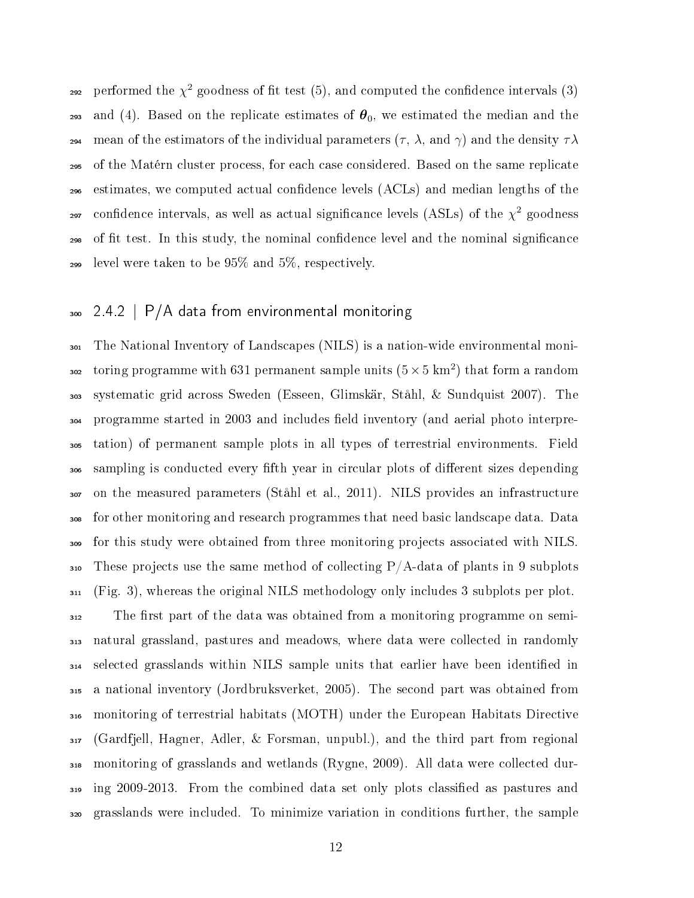performed the $\chi^2$ goodness of fit test (5), and computed the confidence intervals (3) and (4). Based on the replicate estimates of $\boldsymbol{\theta}_0$, we estimated the median and the mean of the estimators of the individual parameters ($\tau$, $\lambda$, and $\gamma$) and the density $\tau\lambda$ of the Matérn cluster process, for each case considered. Based on the same replicate estimates, we computed actual confidence levels (ACLs) and median lengths of the confidence intervals, as well as actual significance levels (ASLs) of the $\chi^2$ goodness of fit test. In this study, the nominal confidence level and the nominal significance level were taken to be 95% and 5%, respectively.

### 2.4.2 | P/A data from environmental monitoring

The National Inventory of Landscapes (NILS) is a nation-wide environmental monitoring programme with 631 permanent sample units ($5 \times 5$ km$^2$) that form a random systematic grid across Sweden (Esseen, Glimskär, Ståhl, & Sundquist 2007). The programme started in 2003 and includes field inventory (and aerial photo interpretation) of permanent sample plots in all types of terrestrial environments. Field sampling is conducted every fifth year in circular plots of different sizes depending on the measured parameters (Ståhl et al., 2011). NILS provides an infrastructure for other monitoring and research programmes that need basic landscape data. Data for this study were obtained from three monitoring projects associated with NILS. These projects use the same method of collecting P/A-data of plants in 9 subplots (Fig. 3), whereas the original NILS methodology only includes 3 subplots per plot.

The first part of the data was obtained from a monitoring programme on semi-natural grassland, pastures and meadows, where data were collected in randomly selected grasslands within NILS sample units that earlier have been identified in a national inventory (Jordbruksverket, 2005). The second part was obtained from monitoring of terrestrial habitats (MOTH) under the European Habitats Directive (Gardfjell, Hagner, Adler, & Forsman, unpubl.), and the third part from regional monitoring of grasslands and wetlands (Rygne, 2009). All data were collected during 2009-2013. From the combined data set only plots classified as pastures and grasslands were included. To minimize variation in conditions further, the sample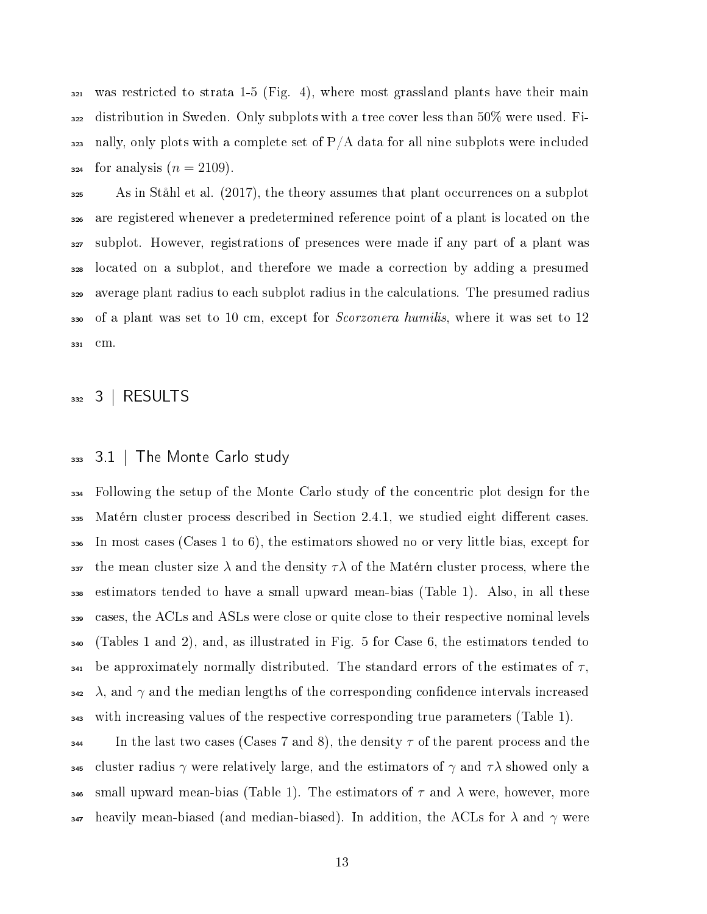was restricted to strata 1-5 (Fig. 4), where most grassland plants have their main distribution in Sweden. Only subplots with a tree cover less than 50% were used. Finally, only plots with a complete set of P/A data for all nine subplots were included for analysis ($n = 2109$).

As in Ståhl et al. (2017), the theory assumes that plant occurrences on a subplot are registered whenever a predetermined reference point of a plant is located on the subplot. However, registrations of presences were made if any part of a plant was located on a subplot, and therefore we made a correction by adding a presumed average plant radius to each subplot radius in the calculations. The presumed radius of a plant was set to 10 cm, except for *Scorzonera humilis*, where it was set to 12 cm.

## 3 | RESULTS

### 3.1 | The Monte Carlo study

Following the setup of the Monte Carlo study of the concentric plot design for the Matérn cluster process described in Section 2.4.1, we studied eight different cases. In most cases (Cases 1 to 6), the estimators showed no or very little bias, except for the mean cluster size $\lambda$ and the density $\tau\lambda$ of the Matérn cluster process, where the estimators tended to have a small upward mean-bias (Table 1). Also, in all these cases, the ACLs and ASLs were close or quite close to their respective nominal levels (Tables 1 and 2), and, as illustrated in Fig. 5 for Case 6, the estimators tended to be approximately normally distributed. The standard errors of the estimates of $\tau$, $\lambda$, and $\gamma$ and the median lengths of the corresponding confidence intervals increased with increasing values of the respective corresponding true parameters (Table 1).

In the last two cases (Cases 7 and 8), the density $\tau$ of the parent process and the cluster radius $\gamma$ were relatively large, and the estimators of $\gamma$ and $\tau\lambda$ showed only a small upward mean-bias (Table 1). The estimators of $\tau$ and $\lambda$ were, however, more heavily mean-biased (and median-biased). In addition, the ACLs for $\lambda$ and $\gamma$ were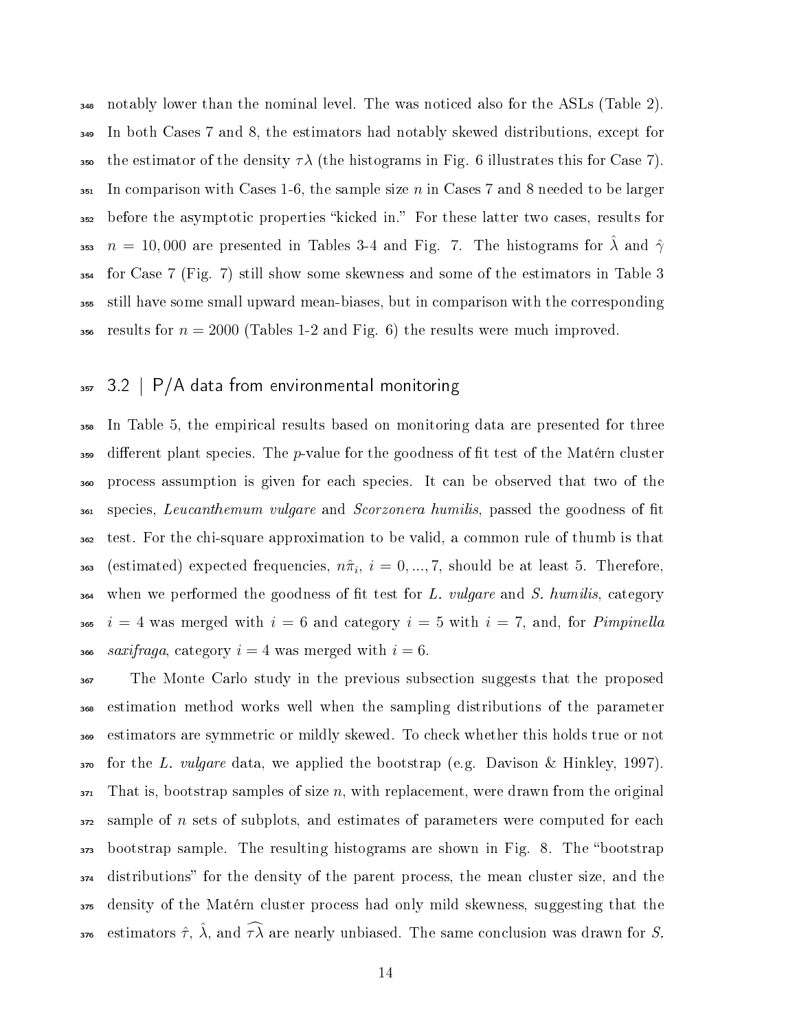notably lower than the nominal level. The was noticed also for the ASLs (Table 2). In both Cases 7 and 8, the estimators had notably skewed distributions, except for the estimator of the density $\tau\lambda$ (the histograms in Fig. 6 illustrates this for Case 7). In comparison with Cases 1-6, the sample size $n$ in Cases 7 and 8 needed to be larger before the asymptotic properties "kicked in." For these latter two cases, results for $n = 10,000$ are presented in Tables 3-4 and Fig. 7. The histograms for $\hat{\lambda}$ and $\hat{\gamma}$ for Case 7 (Fig. 7) still show some skewness and some of the estimators in Table 3 still have some small upward mean-biases, but in comparison with the corresponding results for $n = 2000$ (Tables 1-2 and Fig. 6) the results were much improved.

## 3.2 | P/A data from environmental monitoring

In Table 5, the empirical results based on monitoring data are presented for three different plant species. The $p$-value for the goodness of fit test of the Matérn cluster process assumption is given for each species. It can be observed that two of the species, *Leucanthemum vulgare* and *Scorzonera humilis*, passed the goodness of fit test. For the chi-square approximation to be valid, a common rule of thumb is that (estimated) expected frequencies, $n\hat{\pi}_i$, $i = 0, ..., 7$, should be at least 5. Therefore, when we performed the goodness of fit test for *L. vulgare* and *S. humilis*, category $i = 4$ was merged with $i = 6$ and category $i = 5$ with $i = 7$, and, for *Pimpinella saxifraga*, category $i = 4$ was merged with $i = 6$.

The Monte Carlo study in the previous subsection suggests that the proposed estimation method works well when the sampling distributions of the parameter estimators are symmetric or mildly skewed. To check whether this holds true or not for the *L. vulgare* data, we applied the bootstrap (e.g. Davison & Hinkley, 1997). That is, bootstrap samples of size $n$, with replacement, were drawn from the original sample of $n$ sets of subplots, and estimates of parameters were computed for each bootstrap sample. The resulting histograms are shown in Fig. 8. The "bootstrap distributions" for the density of the parent process, the mean cluster size, and the density of the Matérn cluster process had only mild skewness, suggesting that the estimators $\hat{\tau}$, $\hat{\lambda}$, and $\widehat{\tau\lambda}$ are nearly unbiased. The same conclusion was drawn for *S.*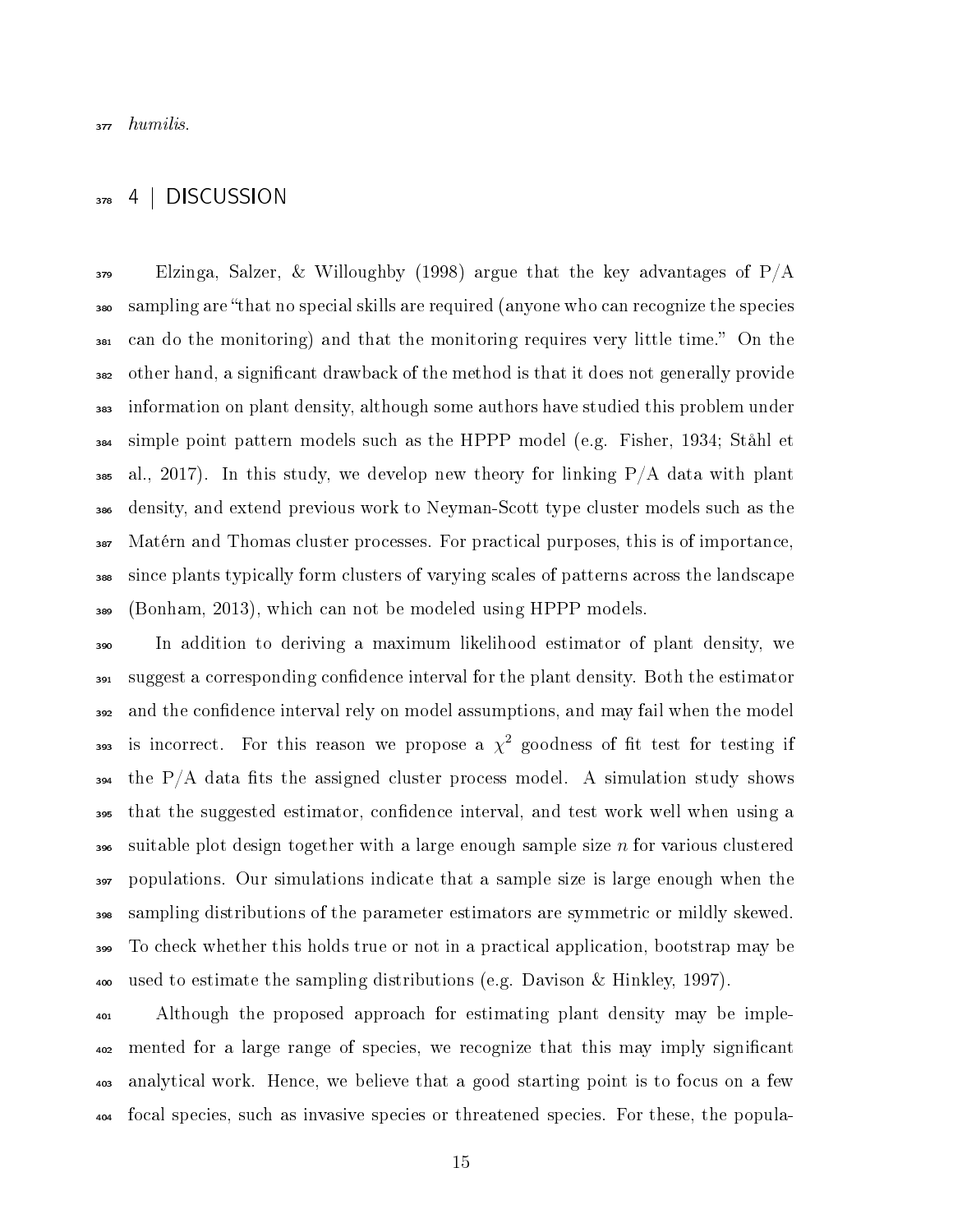*humilis*.

## 4 | DISCUSSION

Elzinga, Salzer, & Willoughby (1998) argue that the key advantages of P/A sampling are "that no special skills are required (anyone who can recognize the species can do the monitoring) and that the monitoring requires very little time." On the other hand, a significant drawback of the method is that it does not generally provide information on plant density, although some authors have studied this problem under simple point pattern models such as the HPPP model (e.g. Fisher, 1934; Ståhl et al., 2017). In this study, we develop new theory for linking P/A data with plant density, and extend previous work to Neyman-Scott type cluster models such as the Matérn and Thomas cluster processes. For practical purposes, this is of importance, since plants typically form clusters of varying scales of patterns across the landscape (Bonham, 2013), which can not be modeled using HPPP models.

In addition to deriving a maximum likelihood estimator of plant density, we suggest a corresponding confidence interval for the plant density. Both the estimator and the confidence interval rely on model assumptions, and may fail when the model is incorrect. For this reason we propose a $\chi^2$ goodness of fit test for testing if the P/A data fits the assigned cluster process model. A simulation study shows that the suggested estimator, confidence interval, and test work well when using a suitable plot design together with a large enough sample size $n$ for various clustered populations. Our simulations indicate that a sample size is large enough when the sampling distributions of the parameter estimators are symmetric or mildly skewed. To check whether this holds true or not in a practical application, bootstrap may be used to estimate the sampling distributions (e.g. Davison & Hinkley, 1997).

Although the proposed approach for estimating plant density may be implemented for a large range of species, we recognize that this may imply significant analytical work. Hence, we believe that a good starting point is to focus on a few focal species, such as invasive species or threatened species. For these, the popula-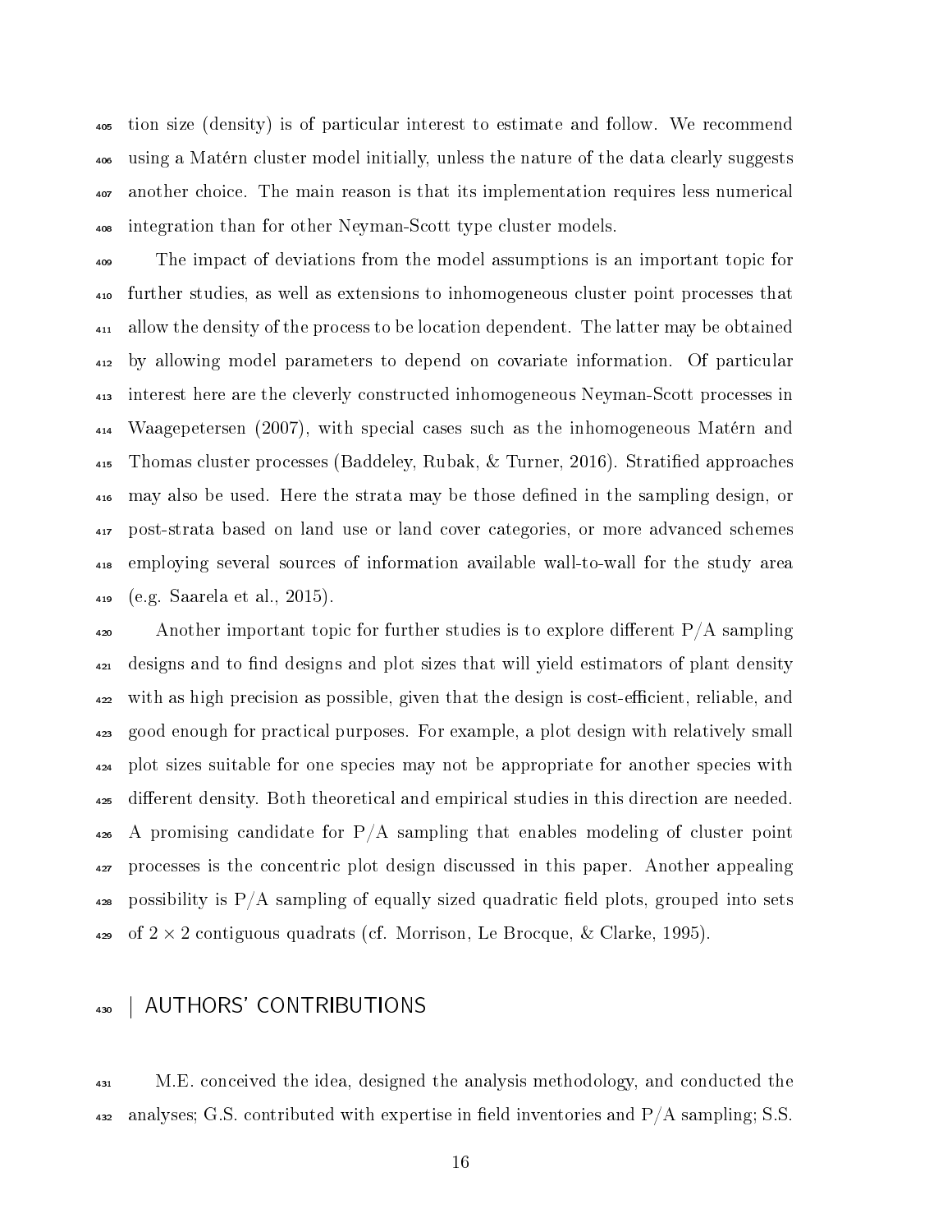tion size (density) is of particular interest to estimate and follow. We recommend using a Matérn cluster model initially, unless the nature of the data clearly suggests another choice. The main reason is that its implementation requires less numerical integration than for other Neyman-Scott type cluster models.

The impact of deviations from the model assumptions is an important topic for further studies, as well as extensions to inhomogeneous cluster point processes that allow the density of the process to be location dependent. The latter may be obtained by allowing model parameters to depend on covariate information. Of particular interest here are the cleverly constructed inhomogeneous Neyman-Scott processes in Waagepetersen (2007), with special cases such as the inhomogeneous Matérn and Thomas cluster processes (Baddeley, Rubak, & Turner, 2016). Stratified approaches may also be used. Here the strata may be those defined in the sampling design, or post-strata based on land use or land cover categories, or more advanced schemes employing several sources of information available wall-to-wall for the study area (e.g. Saarela et al., 2015).

Another important topic for further studies is to explore different P/A sampling designs and to find designs and plot sizes that will yield estimators of plant density with as high precision as possible, given that the design is cost-efficient, reliable, and good enough for practical purposes. For example, a plot design with relatively small plot sizes suitable for one species may not be appropriate for another species with different density. Both theoretical and empirical studies in this direction are needed. A promising candidate for P/A sampling that enables modeling of cluster point processes is the concentric plot design discussed in this paper. Another appealing possibility is P/A sampling of equally sized quadratic field plots, grouped into sets of $2 \times 2$ contiguous quadrats (cf. Morrison, Le Brocque, & Clarke, 1995).

## | AUTHORS' CONTRIBUTIONS

M.E. conceived the idea, designed the analysis methodology, and conducted the analyses; G.S. contributed with expertise in field inventories and P/A sampling; S.S.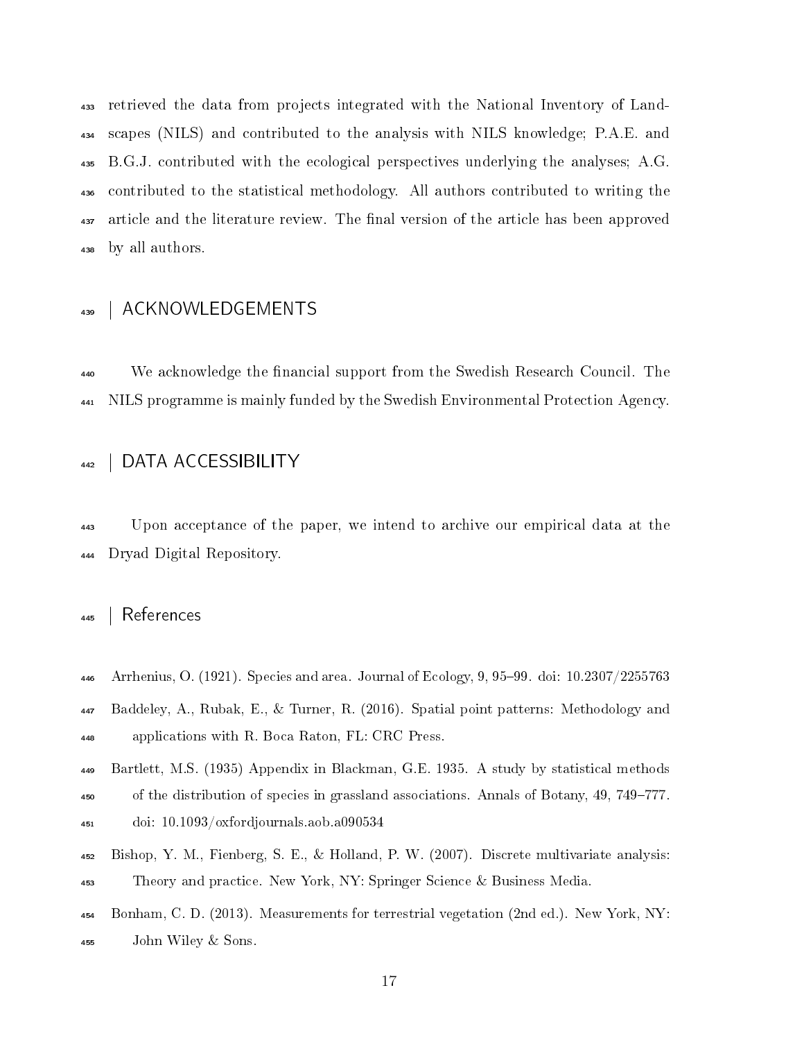retrieved the data from projects integrated with the National Inventory of Landscapes (NILS) and contributed to the analysis with NILS knowledge; P.A.E. and B.G.J. contributed with the ecological perspectives underlying the analyses; A.G. contributed to the statistical methodology. All authors contributed to writing the article and the literature review. The final version of the article has been approved by all authors.

## | ACKNOWLEDGEMENTS

We acknowledge the financial support from the Swedish Research Council. The NILS programme is mainly funded by the Swedish Environmental Protection Agency.

## | DATA ACCESSIBILITY

Upon acceptance of the paper, we intend to archive our empirical data at the Dryad Digital Repository.

## | References

Arrhenius, O. (1921). Species and area. Journal of Ecology, 9, 95–99. doi: 10.2307/2255763

Baddeley, A., Rubak, E., & Turner, R. (2016). Spatial point patterns: Methodology and applications with R. Boca Raton, FL: CRC Press.

Bartlett, M.S. (1935) Appendix in Blackman, G.E. 1935. A study by statistical methods of the distribution of species in grassland associations. Annals of Botany, 49, 749–777. doi: 10.1093/oxfordjournals.aob.a090534

Bishop, Y. M., Fienberg, S. E., & Holland, P. W. (2007). Discrete multivariate analysis: Theory and practice. New York, NY: Springer Science & Business Media.

Bonham, C. D. (2013). Measurements for terrestrial vegetation (2nd ed.). New York, NY: John Wiley & Sons.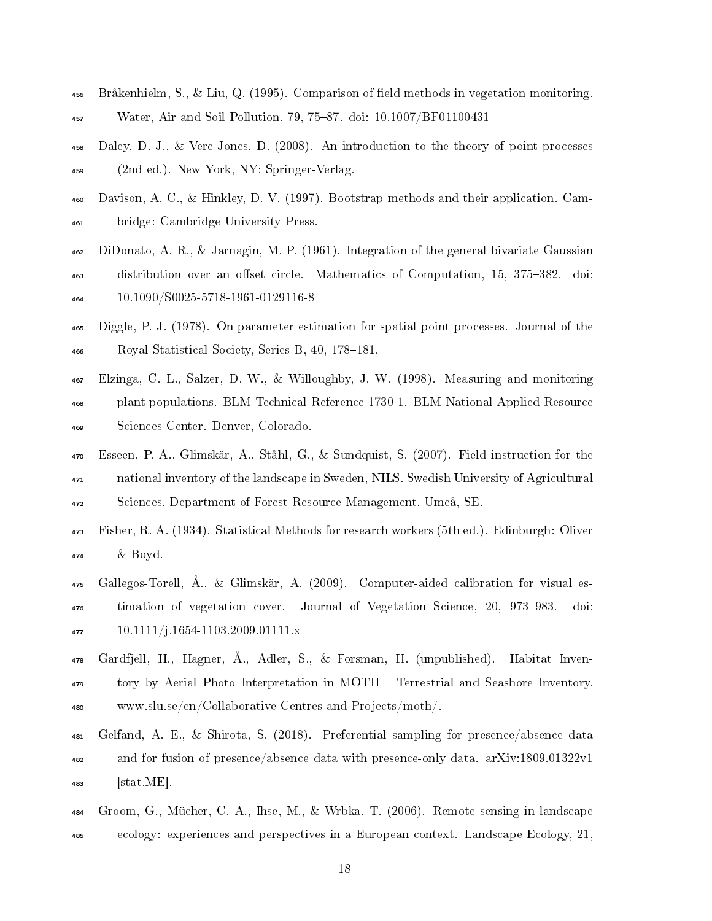Bråkenhielm, S., & Liu, Q. (1995). Comparison of field methods in vegetation monitoring. Water, Air and Soil Pollution, 79, 75–87. doi: 10.1007/BF01100431

Daley, D. J., & Vere-Jones, D. (2008). An introduction to the theory of point processes (2nd ed.). New York, NY: Springer-Verlag.

Davison, A. C., & Hinkley, D. V. (1997). Bootstrap methods and their application. Cambridge: Cambridge University Press.

DiDonato, A. R., & Jarnagin, M. P. (1961). Integration of the general bivariate Gaussian distribution over an offset circle. Mathematics of Computation, 15, 375–382. doi: 10.1090/S0025-5718-1961-0129116-8

Diggle, P. J. (1978). On parameter estimation for spatial point processes. Journal of the Royal Statistical Society, Series B, 40, 178–181.

Elzinga, C. L., Salzer, D. W., & Willoughby, J. W. (1998). Measuring and monitoring plant populations. BLM Technical Reference 1730-1. BLM National Applied Resource Sciences Center. Denver, Colorado.

Esseen, P.-A., Glimskär, A., Ståhl, G., & Sundquist, S. (2007). Field instruction for the national inventory of the landscape in Sweden, NILS. Swedish University of Agricultural Sciences, Department of Forest Resource Management, Umeå, SE.

Fisher, R. A. (1934). Statistical Methods for research workers (5th ed.). Edinburgh: Oliver & Boyd.

Gallegos-Torell, Å., & Glimskär, A. (2009). Computer-aided calibration for visual estimation of vegetation cover. Journal of Vegetation Science, 20, 973–983. doi: 10.1111/j.1654-1103.2009.01111.x

Gardfjell, H., Hagner, Å., Adler, S., & Forsman, H. (unpublished). Habitat Inventory by Aerial Photo Interpretation in MOTH – Terrestrial and Seashore Inventory. www.slu.se/en/Collaborative-Centres-and-Projects/moth/.

Gelfand, A. E., & Shirota, S. (2018). Preferential sampling for presence/absence data and for fusion of presence/absence data with presence-only data. arXiv:1809.01322v1 [stat.ME].

Groom, G., Mücher, C. A., Ihse, M., & Wrbka, T. (2006). Remote sensing in landscape ecology: experiences and perspectives in a European context. Landscape Ecology, 21,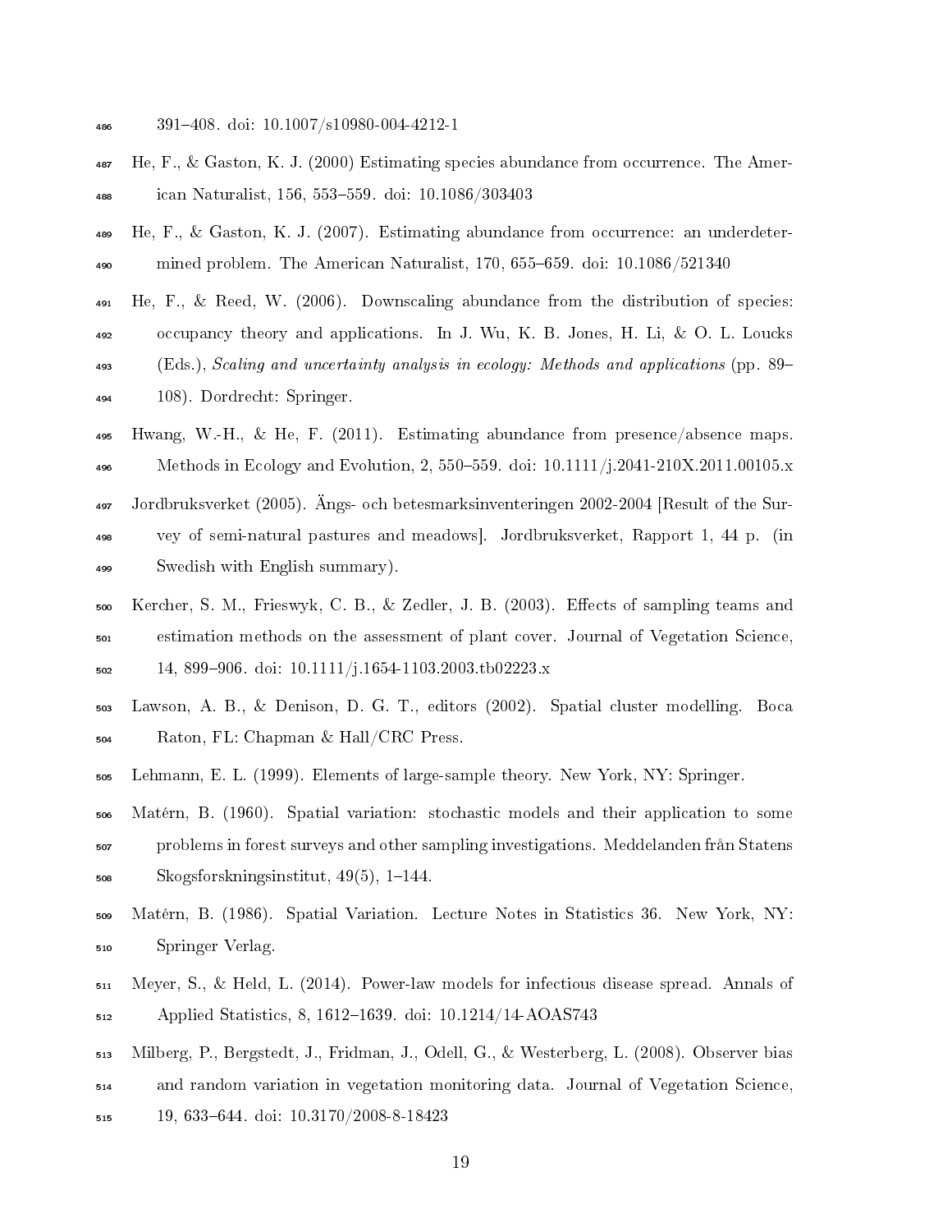391–408. doi: 10.1007/s10980-004-4212-1

He, F., & Gaston, K. J. (2000) Estimating species abundance from occurrence. The American Naturalist, 156, 553–559. doi: 10.1086/303403

He, F., & Gaston, K. J. (2007). Estimating abundance from occurrence: an underdetermined problem. The American Naturalist, 170, 655–659. doi: 10.1086/521340

He, F., & Reed, W. (2006). Downscaling abundance from the distribution of species: occupancy theory and applications. In J. Wu, K. B. Jones, H. Li, & O. L. Loucks (Eds.), *Scaling and uncertainty analysis in ecology: Methods and applications* (pp. 89–108). Dordrecht: Springer.

Hwang, W.-H., & He, F. (2011). Estimating abundance from presence/absence maps. Methods in Ecology and Evolution, 2, 550–559. doi: 10.1111/j.2041-210X.2011.00105.x

Jordbruksverket (2005). Ängs- och betesmarksinventeringen 2002-2004 [Result of the Survey of semi-natural pastures and meadows]. Jordbruksverket, Rapport 1, 44 p. (in Swedish with English summary).

Kercher, S. M., Frieswyk, C. B., & Zedler, J. B. (2003). Effects of sampling teams and estimation methods on the assessment of plant cover. Journal of Vegetation Science, 14, 899–906. doi: 10.1111/j.1654-1103.2003.tb02223.x

Lawson, A. B., & Denison, D. G. T., editors (2002). Spatial cluster modelling. Boca Raton, FL: Chapman & Hall/CRC Press.

Lehmann, E. L. (1999). Elements of large-sample theory. New York, NY: Springer.

Matérn, B. (1960). Spatial variation: stochastic models and their application to some problems in forest surveys and other sampling investigations. Meddelanden från Statens Skogsforskningsinstitut, 49(5), 1–144.

Matérn, B. (1986). Spatial Variation. Lecture Notes in Statistics 36. New York, NY: Springer Verlag.

Meyer, S., & Held, L. (2014). Power-law models for infectious disease spread. Annals of Applied Statistics, 8, 1612–1639. doi: 10.1214/14-AOAS743

Milberg, P., Bergstedt, J., Fridman, J., Odell, G., & Westerberg, L. (2008). Observer bias and random variation in vegetation monitoring data. Journal of Vegetation Science, 19, 633–644. doi: 10.3170/2008-8-18423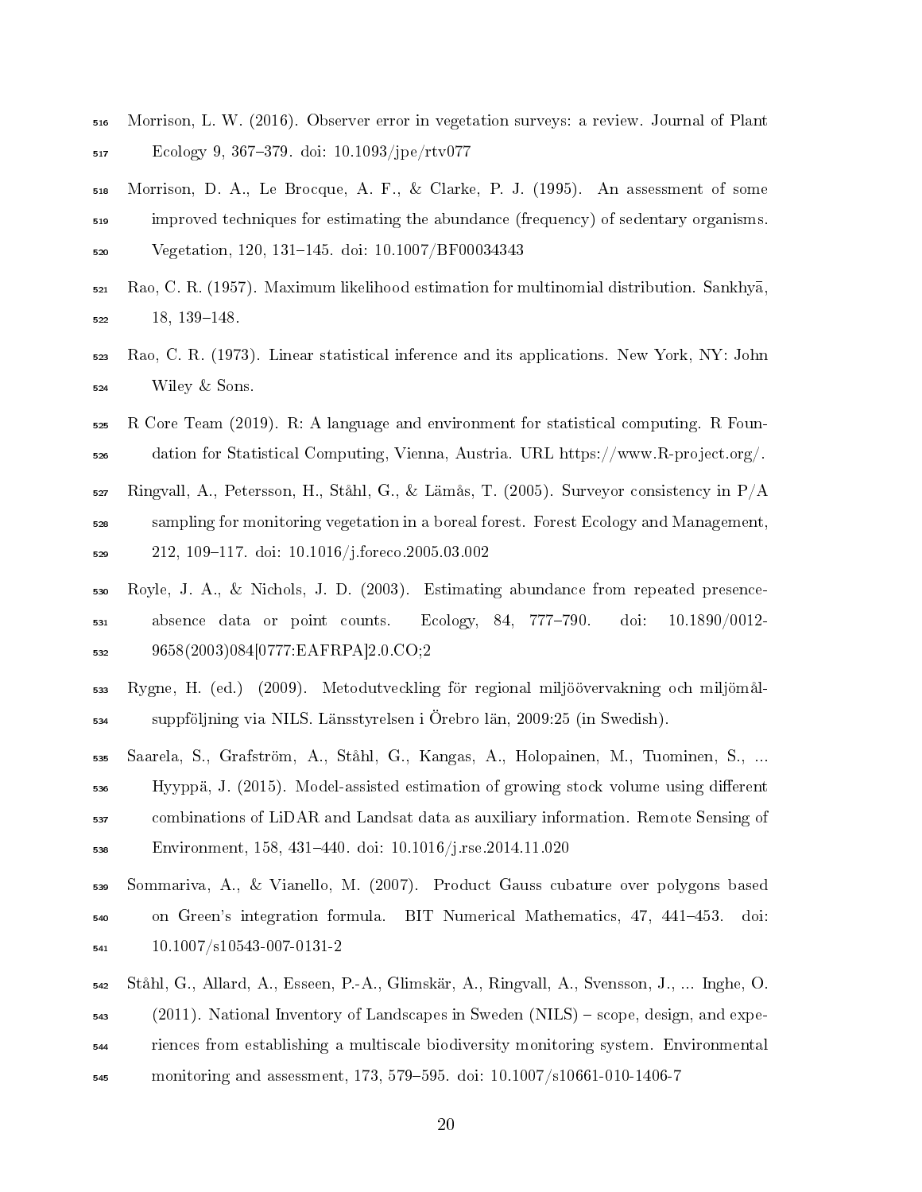Morrison, L. W. (2016). Observer error in vegetation surveys: a review. Journal of Plant Ecology 9, 367–379. doi: 10.1093/jpe/rtv077

Morrison, D. A., Le Brocque, A. F., & Clarke, P. J. (1995). An assessment of some improved techniques for estimating the abundance (frequency) of sedentary organisms. Vegetation, 120, 131–145. doi: 10.1007/BF00034343

Rao, C. R. (1957). Maximum likelihood estimation for multinomial distribution. Sankhyā, 18, 139–148.

Rao, C. R. (1973). Linear statistical inference and its applications. New York, NY: John Wiley & Sons.

R Core Team (2019). R: A language and environment for statistical computing. R Foundation for Statistical Computing, Vienna, Austria. URL https://www.R-project.org/.

Ringvall, A., Petersson, H., Ståhl, G., & Lämås, T. (2005). Surveyor consistency in P/A sampling for monitoring vegetation in a boreal forest. Forest Ecology and Management, 212, 109–117. doi: 10.1016/j.foreco.2005.03.002

Royle, J. A., & Nichols, J. D. (2003). Estimating abundance from repeated presence-absence data or point counts. Ecology, 84, 777–790. doi: 10.1890/0012-9658(2003)084[0777:EAFRPA]2.0.CO;2

Rygne, H. (ed.) (2009). Metodutveckling för regional miljöövervakning och miljömålsuppföljning via NILS. Länsstyrelsen i Örebro län, 2009:25 (in Swedish).

Saarela, S., Grafström, A., Ståhl, G., Kangas, A., Holopainen, M., Tuominen, S., ... Hyyppä, J. (2015). Model-assisted estimation of growing stock volume using different combinations of LiDAR and Landsat data as auxiliary information. Remote Sensing of Environment, 158, 431–440. doi: 10.1016/j.rse.2014.11.020

Sommariva, A., & Vianello, M. (2007). Product Gauss cubature over polygons based on Green's integration formula. BIT Numerical Mathematics, 47, 441–453. doi: 10.1007/s10543-007-0131-2

Ståhl, G., Allard, A., Esseen, P.-A., Glimskär, A., Ringvall, A., Svensson, J., ... Inghe, O. (2011). National Inventory of Landscapes in Sweden (NILS) – scope, design, and experiences from establishing a multiscale biodiversity monitoring system. Environmental monitoring and assessment, 173, 579–595. doi: 10.1007/s10661-010-1406-7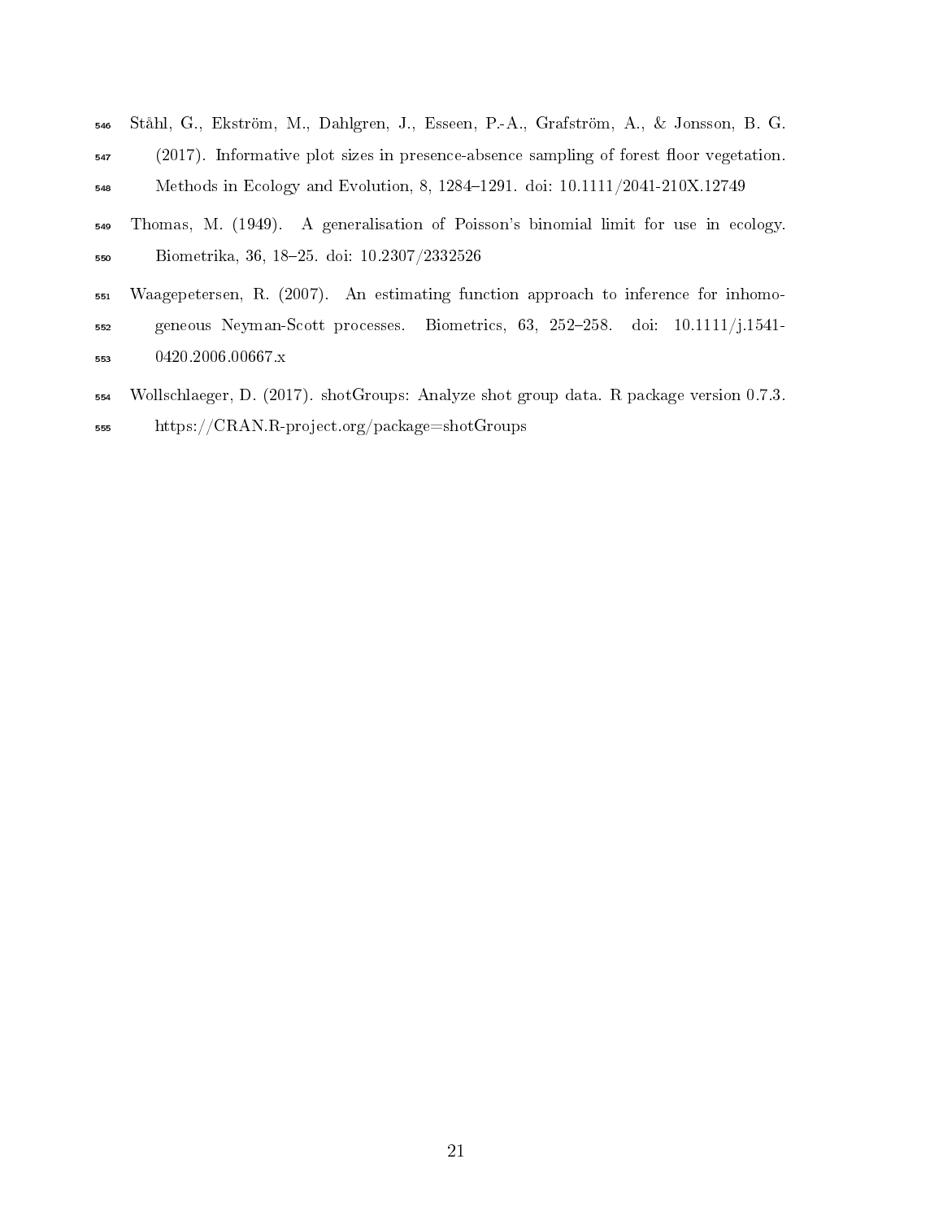Ståhl, G., Ekström, M., Dahlgren, J., Esseen, P.-A., Grafström, A., & Jonsson, B. G. (2017). Informative plot sizes in presence-absence sampling of forest floor vegetation. Methods in Ecology and Evolution, 8, 1284–1291. doi: 10.1111/2041-210X.12749

Thomas, M. (1949). A generalisation of Poisson's binomial limit for use in ecology. Biometrika, 36, 18–25. doi: 10.2307/2332526

Waagepetersen, R. (2007). An estimating function approach to inference for inhomogeneous Neyman-Scott processes. Biometrics, 63, 252–258. doi: 10.1111/j.1541-0420.2006.00667.x

Wollschlaeger, D. (2017). shotGroups: Analyze shot group data. R package version 0.7.3. https://CRAN.R-project.org/package=shotGroups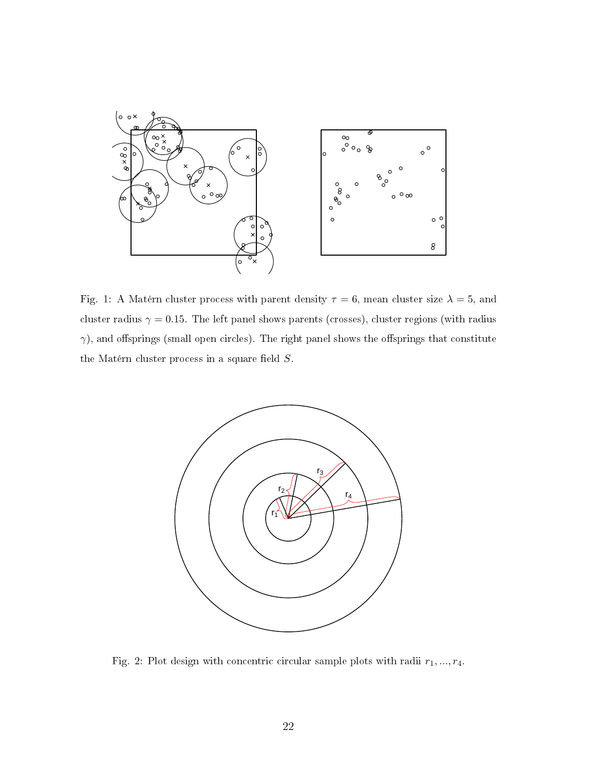Fig. 1: A Matérn cluster process with parent density $\tau = 6$, mean cluster size $\lambda = 5$, and cluster radius $\gamma = 0.15$. The left panel shows parents (crosses), cluster regions (with radius $\gamma$), and offsprings (small open circles). The right panel shows the offsprings that constitute the Matérn cluster process in a square field $S$.

Fig. 2: Plot design with concentric circular sample plots with radii $r_1, ..., r_4$.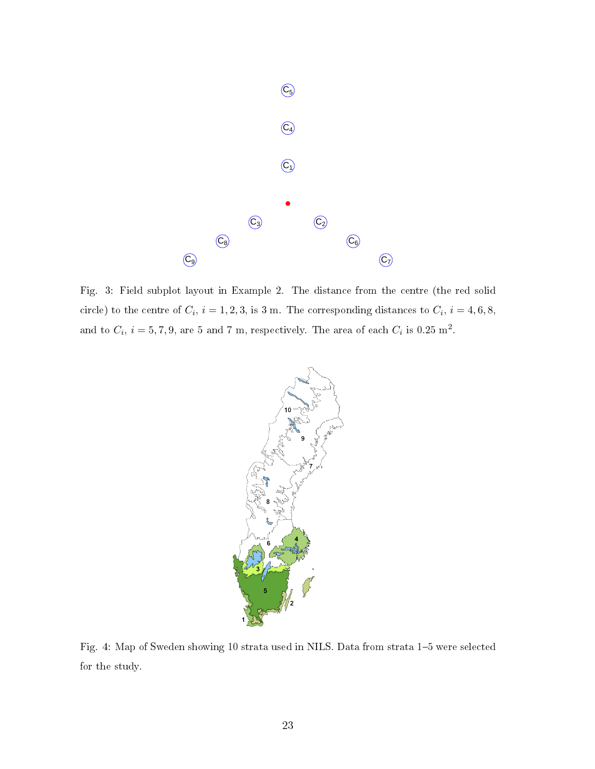Fig. 3: Field subplot layout in Example 2. The distance from the centre (the red solid circle) to the centre of $C_i$, $i = 1, 2, 3$, is 3 m. The corresponding distances to $C_i$, $i = 4, 6, 8$, and to $C_i$, $i = 5, 7, 9$, are 5 and 7 m, respectively. The area of each $C_i$ is 0.25 m$^2$.

Fig. 4: Map of Sweden showing 10 strata used in NILS. Data from strata 1–5 were selected for the study.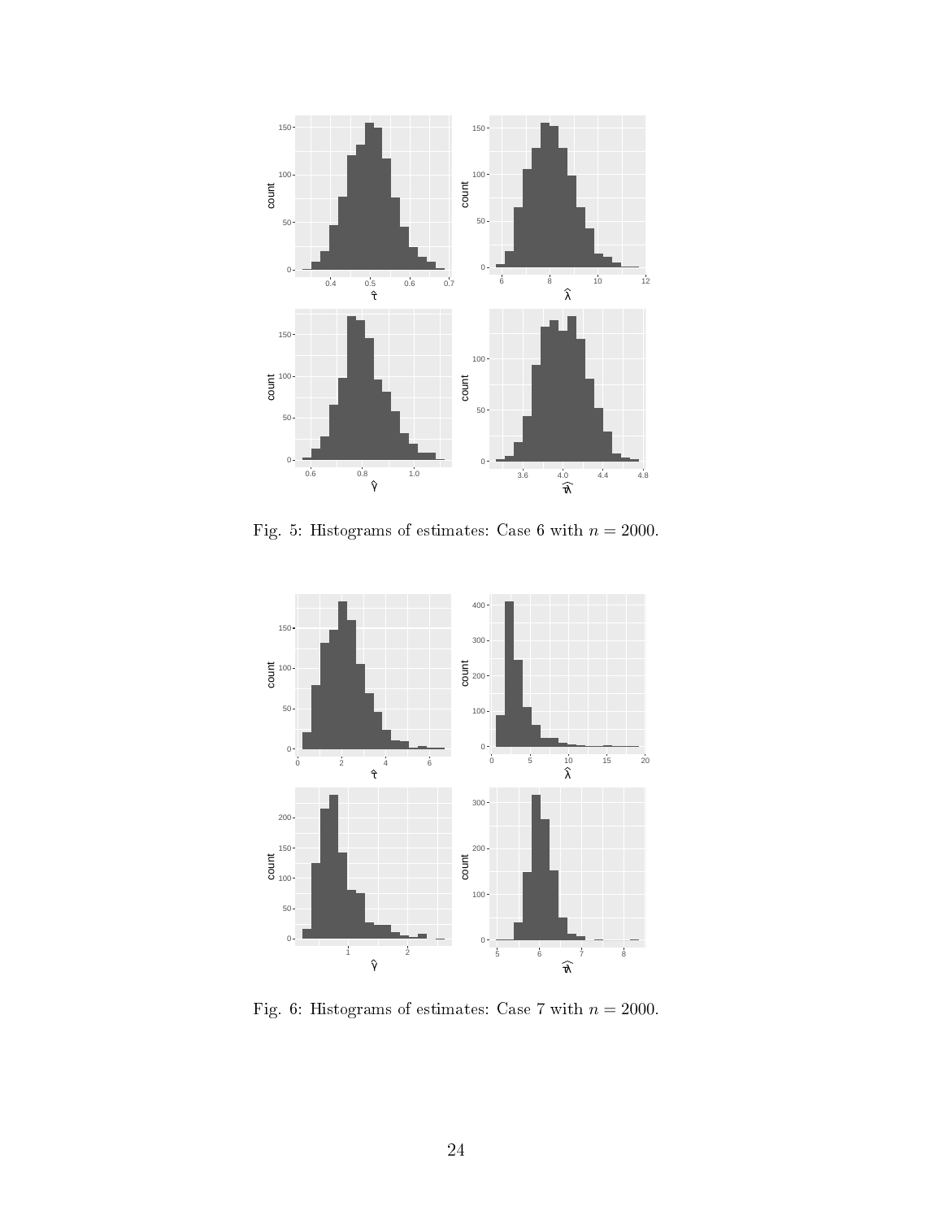Fig. 5: Histograms of estimates: Case 6 with $n = 2000$.

Fig. 6: Histograms of estimates: Case 7 with $n = 2000$.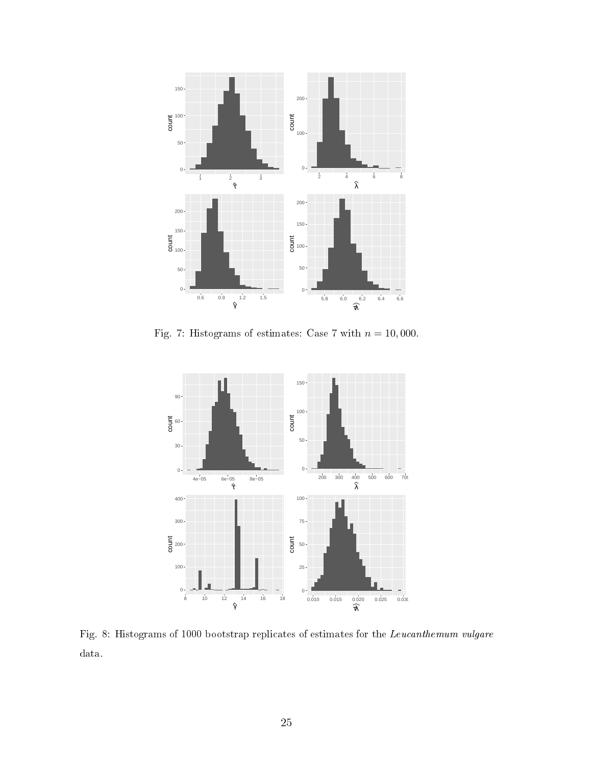Fig. 7: Histograms of estimates: Case 7 with $n = 10,000$.

Fig. 8: Histograms of 1000 bootstrap replicates of estimates for the *Leucanthemum vulgare* data.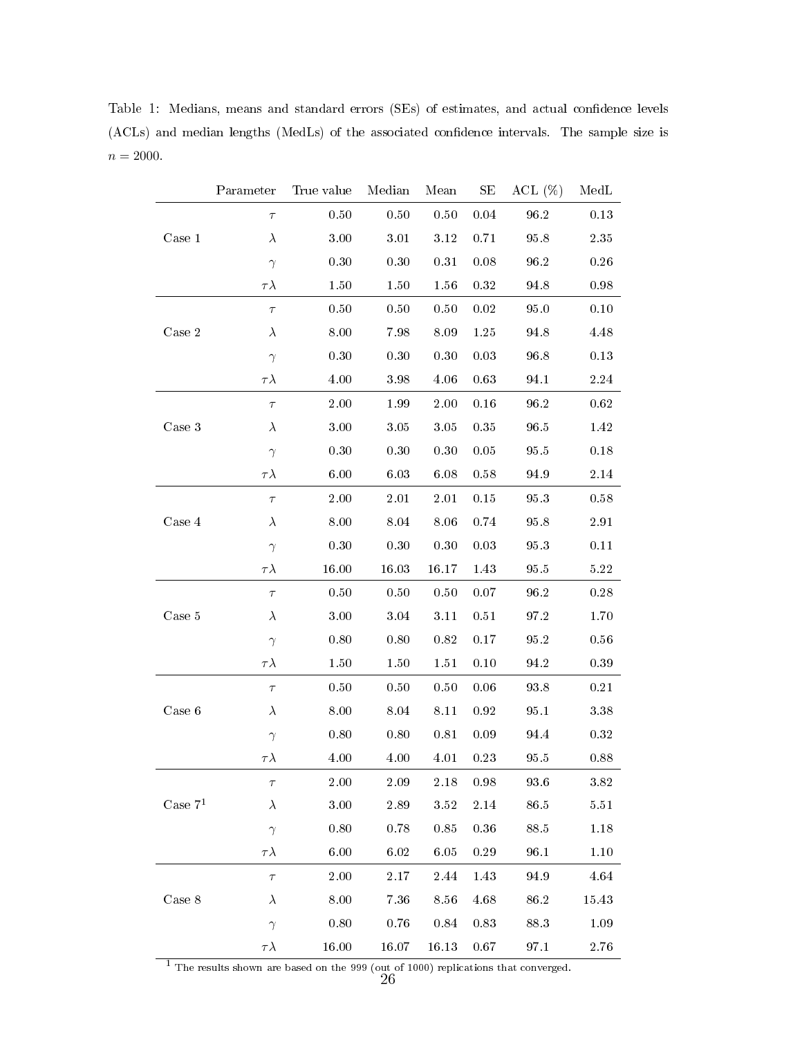Table 1: Medians, means and standard errors (SEs) of estimates, and actual confidence levels (ACLs) and median lengths (MedLs) of the associated confidence intervals. The sample size is $n = 2000$.

| | Parameter | True value | Median | Mean | SE | ACL (%) | MedL |
|---|---|---|---|---|---|---|---|
| Case 1 | $\tau$ | 0.50 | 0.50 | 0.50 | 0.04 | 96.2 | 0.13 |
| | $\lambda$ | 3.00 | 3.01 | 3.12 | 0.71 | 95.8 | 2.35 |
| | $\gamma$ | 0.30 | 0.30 | 0.31 | 0.08 | 96.2 | 0.26 |
| | $\tau\lambda$ | 1.50 | 1.50 | 1.56 | 0.32 | 94.8 | 0.98 |
| Case 2 | $\tau$ | 0.50 | 0.50 | 0.50 | 0.02 | 95.0 | 0.10 |
| | $\lambda$ | 8.00 | 7.98 | 8.09 | 1.25 | 94.8 | 4.48 |
| | $\gamma$ | 0.30 | 0.30 | 0.30 | 0.03 | 96.8 | 0.13 |
| | $\tau\lambda$ | 4.00 | 3.98 | 4.06 | 0.63 | 94.1 | 2.24 |
| Case 3 | $\tau$ | 2.00 | 1.99 | 2.00 | 0.16 | 96.2 | 0.62 |
| | $\lambda$ | 3.00 | 3.05 | 3.05 | 0.35 | 96.5 | 1.42 |
| | $\gamma$ | 0.30 | 0.30 | 0.30 | 0.05 | 95.5 | 0.18 |
| | $\tau\lambda$ | 6.00 | 6.03 | 6.08 | 0.58 | 94.9 | 2.14 |
| Case 4 | $\tau$ | 2.00 | 2.01 | 2.01 | 0.15 | 95.3 | 0.58 |
| | $\lambda$ | 8.00 | 8.04 | 8.06 | 0.74 | 95.8 | 2.91 |
| | $\gamma$ | 0.30 | 0.30 | 0.30 | 0.03 | 95.3 | 0.11 |
| | $\tau\lambda$ | 16.00 | 16.03 | 16.17 | 1.43 | 95.5 | 5.22 |
| Case 5 | $\tau$ | 0.50 | 0.50 | 0.50 | 0.07 | 96.2 | 0.28 |
| | $\lambda$ | 3.00 | 3.04 | 3.11 | 0.51 | 97.2 | 1.70 |
| | $\gamma$ | 0.80 | 0.80 | 0.82 | 0.17 | 95.2 | 0.56 |
| | $\tau\lambda$ | 1.50 | 1.50 | 1.51 | 0.10 | 94.2 | 0.39 |
| Case 6 | $\tau$ | 0.50 | 0.50 | 0.50 | 0.06 | 93.8 | 0.21 |
| | $\lambda$ | 8.00 | 8.04 | 8.11 | 0.92 | 95.1 | 3.38 |
| | $\gamma$ | 0.80 | 0.80 | 0.81 | 0.09 | 94.4 | 0.32 |
| | $\tau\lambda$ | 4.00 | 4.00 | 4.01 | 0.23 | 95.5 | 0.88 |
| Case 7[1] | $\tau$ | 2.00 | 2.09 | 2.18 | 0.98 | 93.6 | 3.82 |
| | $\lambda$ | 3.00 | 2.89 | 3.52 | 2.14 | 86.5 | 5.51 |
| | $\gamma$ | 0.80 | 0.78 | 0.85 | 0.36 | 88.5 | 1.18 |
| | $\tau\lambda$ | 6.00 | 6.02 | 6.05 | 0.29 | 96.1 | 1.10 |
| Case 8 | $\tau$ | 2.00 | 2.17 | 2.44 | 1.43 | 94.9 | 4.64 |
| | $\lambda$ | 8.00 | 7.36 | 8.56 | 4.68 | 86.2 | 15.43 |
| | $\gamma$ | 0.80 | 0.76 | 0.84 | 0.83 | 88.3 | 1.09 |
| | $\tau\lambda$ | 16.00 | 16.07 | 16.13 | 0.67 | 97.1 | 2.76 |

[1] The results shown are based on the 999 (out of 1000) replications that converged.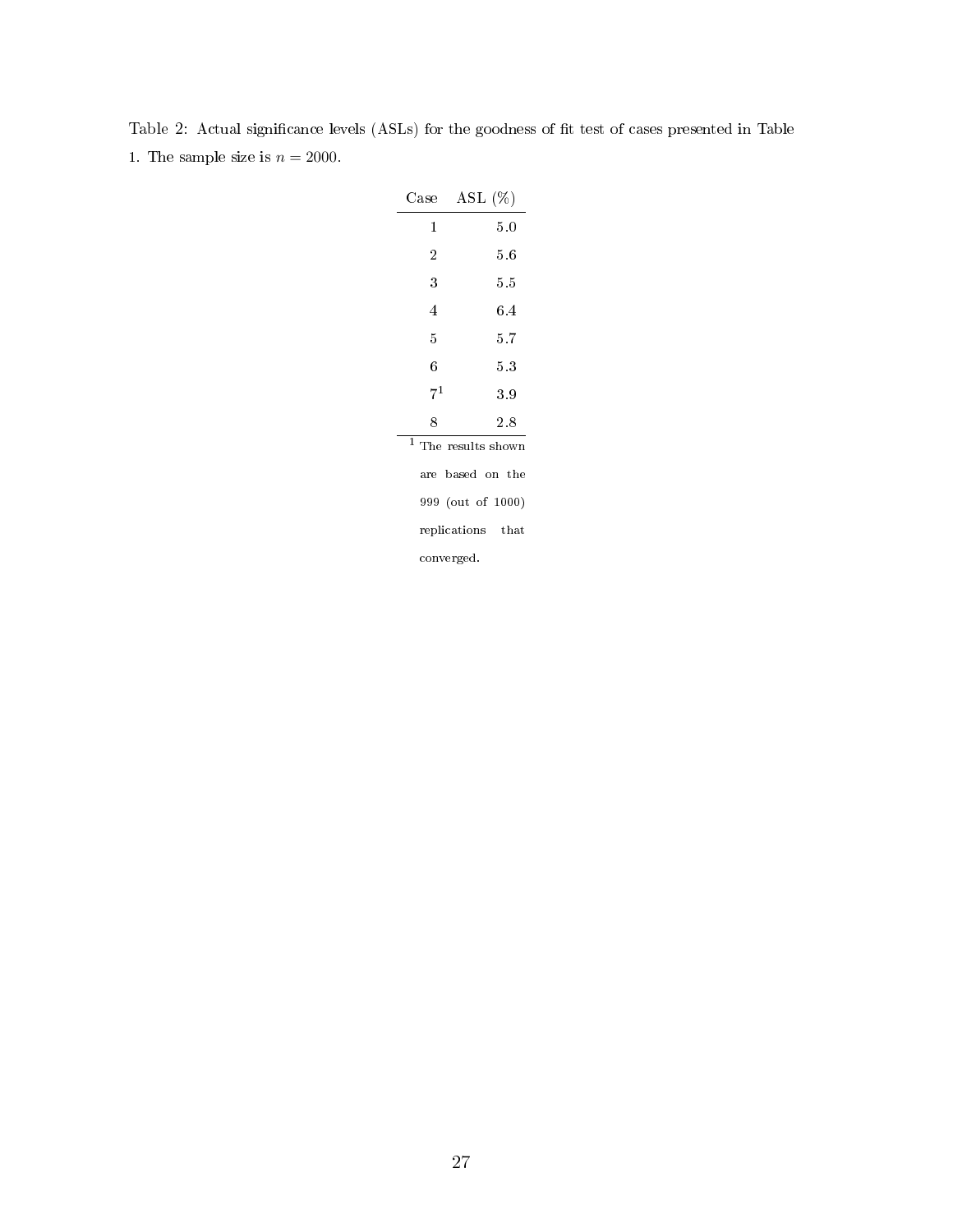Table 2: Actual significance levels (ASLs) for the goodness of fit test of cases presented in Table 1. The sample size is $n = 2000$.

| Case | ASL (%) |
|---|---|
| 1 | 5.0 |
| 2 | 5.6 |
| 3 | 5.5 |
| 4 | 6.4 |
| 5 | 5.7 |
| 6 | 5.3 |
| 7[1] | 3.9 |
| 8 | 2.8 |

[1] The results shown are based on the 999 (out of 1000) replications that converged.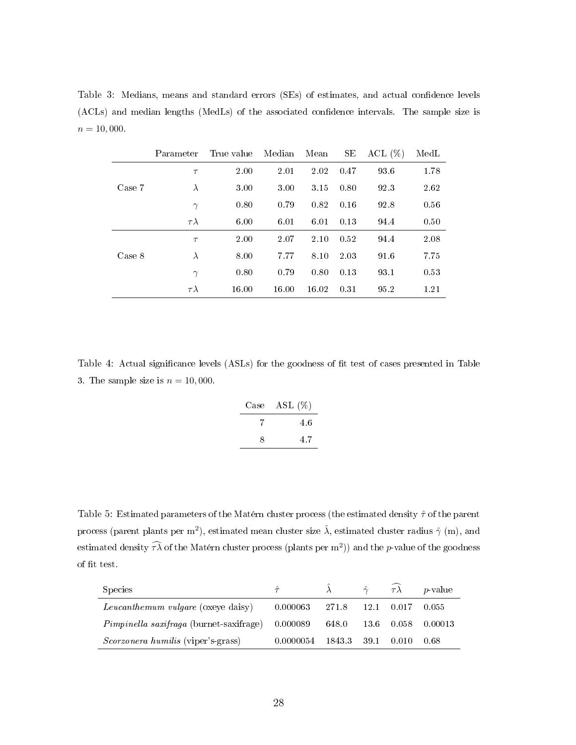Table 3: Medians, means and standard errors (SEs) of estimates, and actual confidence levels (ACLs) and median lengths (MedLs) of the associated confidence intervals. The sample size is $n = 10,000$.

| | Parameter | True value | Median | Mean | SE | ACL (%) | MedL |
|---|---|---|---|---|---|---|---|
| Case 7 | $\tau$ | 2.00 | 2.01 | 2.02 | 0.47 | 93.6 | 1.78 |
| | $\lambda$ | 3.00 | 3.00 | 3.15 | 0.80 | 92.3 | 2.62 |
| | $\gamma$ | 0.80 | 0.79 | 0.82 | 0.16 | 92.8 | 0.56 |
| | $\tau\lambda$ | 6.00 | 6.01 | 6.01 | 0.13 | 94.4 | 0.50 |
| Case 8 | $\tau$ | 2.00 | 2.07 | 2.10 | 0.52 | 94.4 | 2.08 |
| | $\lambda$ | 8.00 | 7.77 | 8.10 | 2.03 | 91.6 | 7.75 |
| | $\gamma$ | 0.80 | 0.79 | 0.80 | 0.13 | 93.1 | 0.53 |
| | $\tau\lambda$ | 16.00 | 16.00 | 16.02 | 0.31 | 95.2 | 1.21 |

Table 4: Actual significance levels (ASLs) for the goodness of fit test of cases presented in Table 3. The sample size is $n = 10,000$.

| Case | ASL (%) |
|---|---|
| 7 | 4.6 |
| 8 | 4.7 |

Table 5: Estimated parameters of the Matérn cluster process (the estimated density $\hat{\tau}$ of the parent process (parent plants per m$^2$), estimated mean cluster size $\hat{\lambda}$, estimated cluster radius $\hat{\gamma}$ (m), and estimated density $\widehat{\tau\lambda}$ of the Matérn cluster process (plants per m$^2$)) and the $p$-value of the goodness of fit test.

| Species | $\hat{\tau}$ | $\hat{\lambda}$ | $\hat{\gamma}$ | $\widehat{\tau\lambda}$ | $p$-value |
|---|---|---|---|---|---|
| *Leucanthemum vulgare* (oxeye daisy) | 0.000063 | 271.8 | 12.1 | 0.017 | 0.055 |
| *Pimpinella saxifraga* (burnet-saxifrage) | 0.000089 | 648.0 | 13.6 | 0.058 | 0.00013 |
| *Scorzonera humilis* (viper's-grass) | 0.0000054 | 1843.3 | 39.1 | 0.010 | 0.68 |